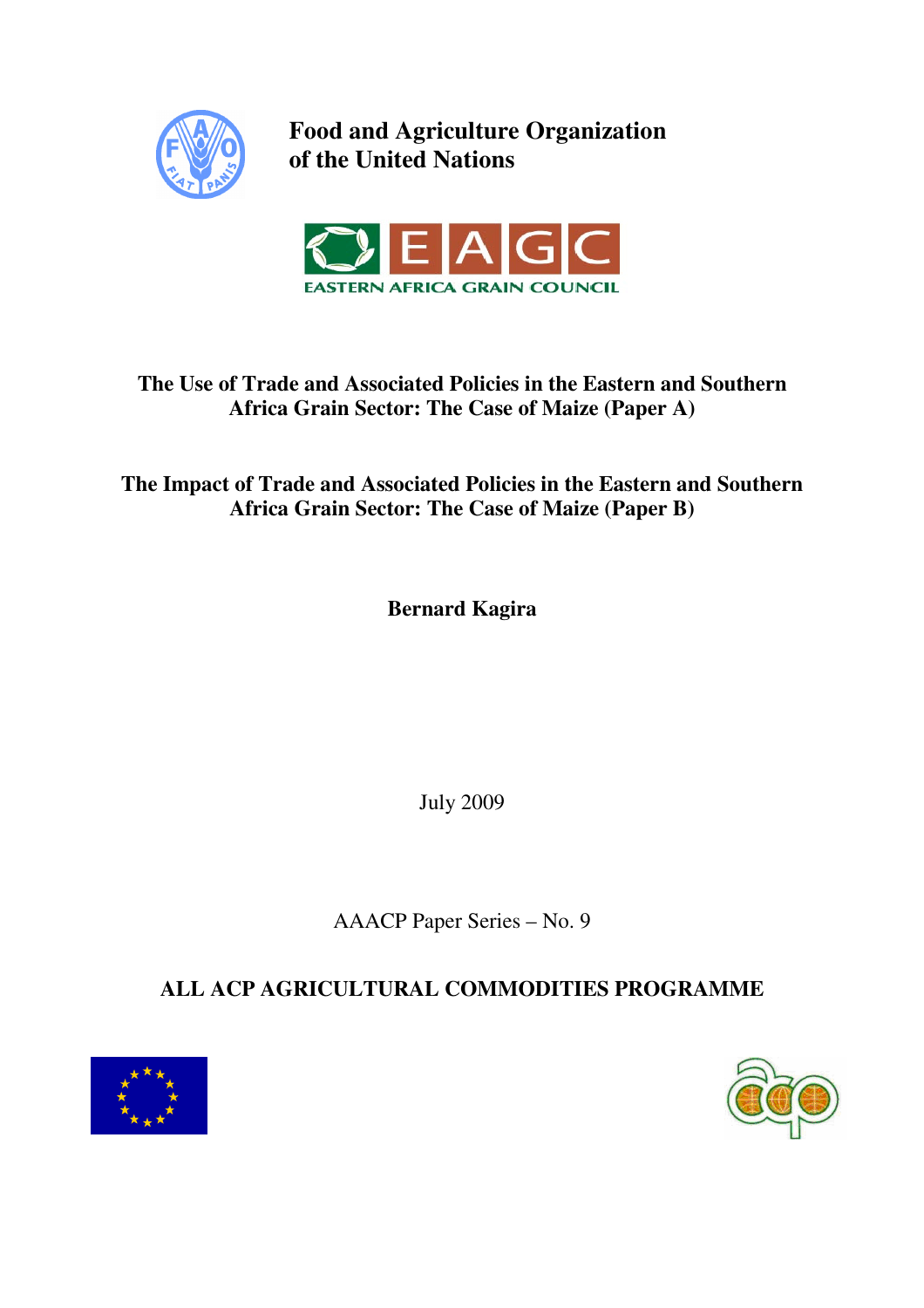**Food and Agriculture Organization of the United Nations**

EASTERN AFRICA GRAIN COUNCIL

# The Use of Trade and Associated Policies in the Eastern and Southern Africa Grain Sector: The Case of Maize (Paper A)

# The Impact of Trade and Associated Policies in the Eastern and Southern Africa Grain Sector: The Case of Maize (Paper B)

**Bernard Kagira**

July 2009

AAACP Paper Series – No. 9

**ALL ACP AGRICULTURAL COMMODITIES PROGRAMME**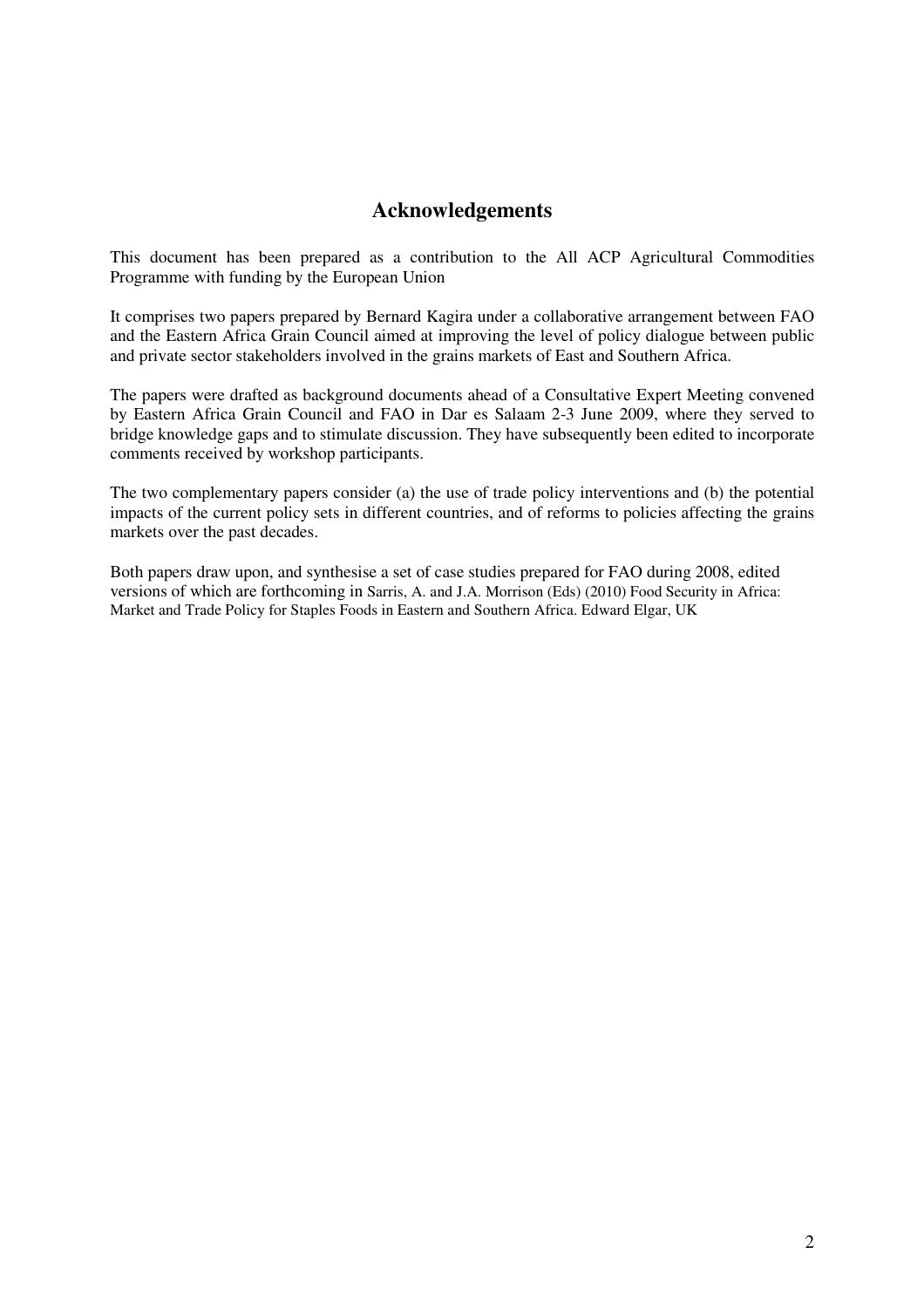## Acknowledgements

This document has been prepared as a contribution to the All ACP Agricultural Commodities Programme with funding by the European Union

It comprises two papers prepared by Bernard Kagira under a collaborative arrangement between FAO and the Eastern Africa Grain Council aimed at improving the level of policy dialogue between public and private sector stakeholders involved in the grains markets of East and Southern Africa.

The papers were drafted as background documents ahead of a Consultative Expert Meeting convened by Eastern Africa Grain Council and FAO in Dar es Salaam 2-3 June 2009, where they served to bridge knowledge gaps and to stimulate discussion. They have subsequently been edited to incorporate comments received by workshop participants.

The two complementary papers consider (a) the use of trade policy interventions and (b) the potential impacts of the current policy sets in different countries, and of reforms to policies affecting the grains markets over the past decades.

Both papers draw upon, and synthesise a set of case studies prepared for FAO during 2008, edited versions of which are forthcoming in Sarris, A. and J.A. Morrison (Eds) (2010) Food Security in Africa: Market and Trade Policy for Staples Foods in Eastern and Southern Africa. Edward Elgar, UK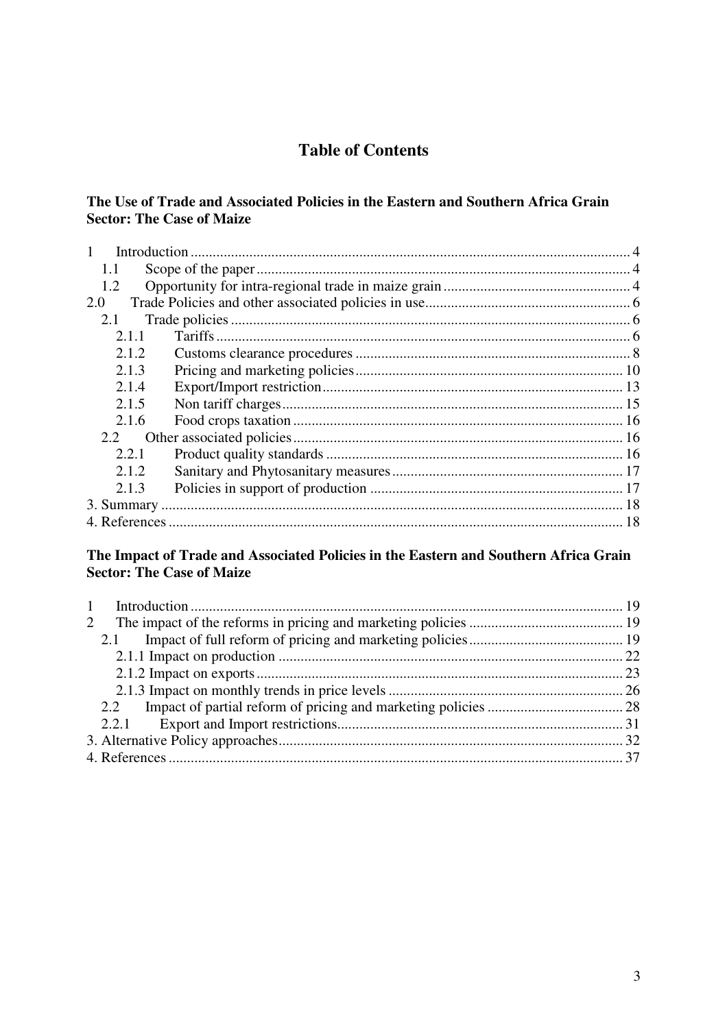# Table of Contents

**The Use of Trade and Associated Policies in the Eastern and Southern Africa Grain Sector: The Case of Maize**

1 Introduction ....... 4
 1.1 Scope of the paper ....... 4
 1.2 Opportunity for intra-regional trade in maize grain ....... 4
2.0 Trade Policies and other associated policies in use ....... 6
 2.1 Trade policies ....... 6
  2.1.1 Tariffs ....... 6
  2.1.2 Customs clearance procedures ....... 8
  2.1.3 Pricing and marketing policies ....... 10
  2.1.4 Export/Import restriction ....... 13
  2.1.5 Non tariff charges ....... 15
  2.1.6 Food crops taxation ....... 16
 2.2 Other associated policies ....... 16
  2.2.1 Product quality standards ....... 16
  2.1.2 Sanitary and Phytosanitary measures ....... 17
  2.1.3 Policies in support of production ....... 17
3. Summary ....... 18
4. References ....... 18

**The Impact of Trade and Associated Policies in the Eastern and Southern Africa Grain Sector: The Case of Maize**

1 Introduction ....... 19
2 The impact of the reforms in pricing and marketing policies ....... 19
 2.1 Impact of full reform of pricing and marketing policies ....... 19
  2.1.1 Impact on production ....... 22
  2.1.2 Impact on exports ....... 23
  2.1.3 Impact on monthly trends in price levels ....... 26
 2.2 Impact of partial reform of pricing and marketing policies ....... 28
 2.2.1 Export and Import restrictions ....... 31
3. Alternative Policy approaches ....... 32
4. References ....... 37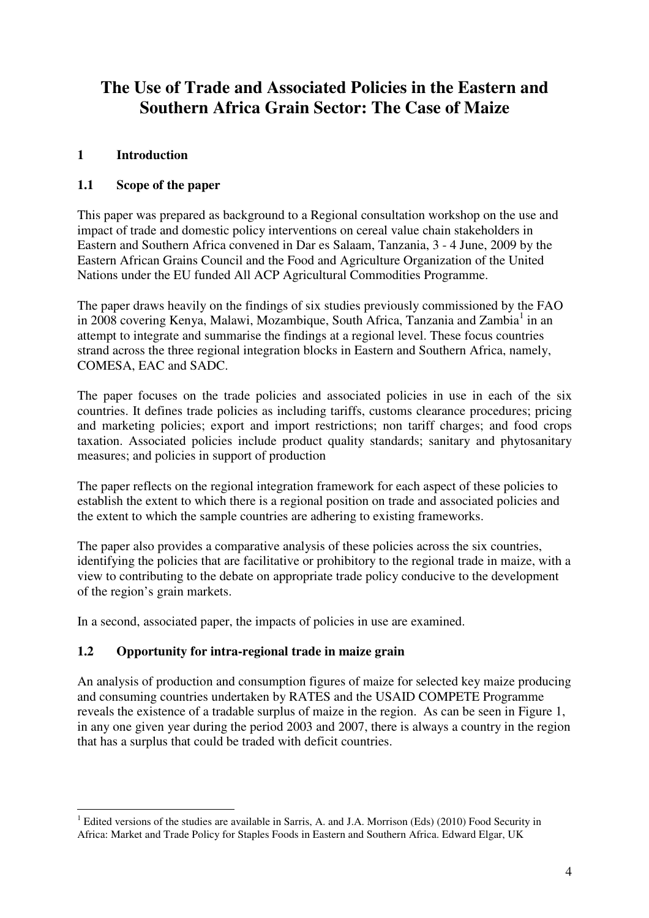# The Use of Trade and Associated Policies in the Eastern and Southern Africa Grain Sector: The Case of Maize

## 1 Introduction

### 1.1 Scope of the paper

This paper was prepared as background to a Regional consultation workshop on the use and impact of trade and domestic policy interventions on cereal value chain stakeholders in Eastern and Southern Africa convened in Dar es Salaam, Tanzania, 3 - 4 June, 2009 by the Eastern African Grains Council and the Food and Agriculture Organization of the United Nations under the EU funded All ACP Agricultural Commodities Programme.

The paper draws heavily on the findings of six studies previously commissioned by the FAO in 2008 covering Kenya, Malawi, Mozambique, South Africa, Tanzania and Zambia[1] in an attempt to integrate and summarise the findings at a regional level. These focus countries strand across the three regional integration blocks in Eastern and Southern Africa, namely, COMESA, EAC and SADC.

The paper focuses on the trade policies and associated policies in use in each of the six countries. It defines trade policies as including tariffs, customs clearance procedures; pricing and marketing policies; export and import restrictions; non tariff charges; and food crops taxation. Associated policies include product quality standards; sanitary and phytosanitary measures; and policies in support of production

The paper reflects on the regional integration framework for each aspect of these policies to establish the extent to which there is a regional position on trade and associated policies and the extent to which the sample countries are adhering to existing frameworks.

The paper also provides a comparative analysis of these policies across the six countries, identifying the policies that are facilitative or prohibitory to the regional trade in maize, with a view to contributing to the debate on appropriate trade policy conducive to the development of the region's grain markets.

In a second, associated paper, the impacts of policies in use are examined.

### 1.2 Opportunity for intra-regional trade in maize grain

An analysis of production and consumption figures of maize for selected key maize producing and consuming countries undertaken by RATES and the USAID COMPETE Programme reveals the existence of a tradable surplus of maize in the region. As can be seen in Figure 1, in any one given year during the period 2003 and 2007, there is always a country in the region that has a surplus that could be traded with deficit countries.

[1] Edited versions of the studies are available in Sarris, A. and J.A. Morrison (Eds) (2010) Food Security in Africa: Market and Trade Policy for Staples Foods in Eastern and Southern Africa. Edward Elgar, UK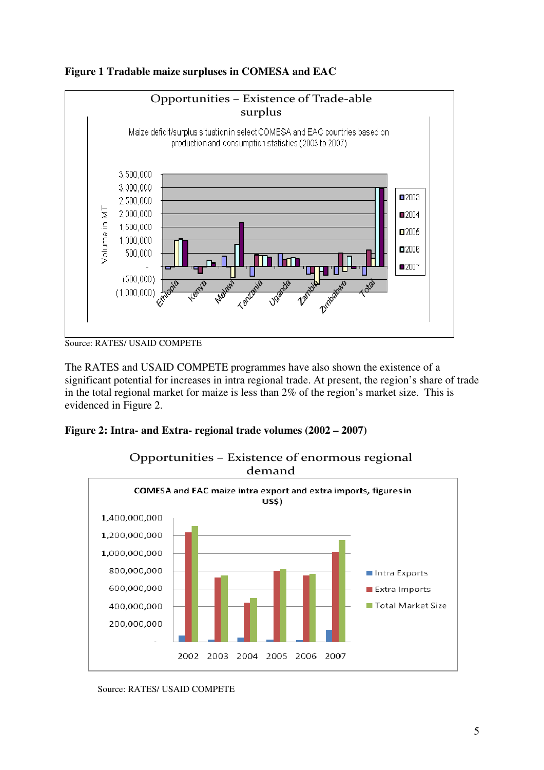**Figure 1 Tradable maize surpluses in COMESA and EAC**

Source: RATES/ USAID COMPETE

The RATES and USAID COMPETE programmes have also shown the existence of a significant potential for increases in intra regional trade. At present, the region's share of trade in the total regional market for maize is less than 2% of the region's market size. This is evidenced in Figure 2.

**Figure 2: Intra- and Extra- regional trade volumes (2002 – 2007)**

Source: RATES/ USAID COMPETE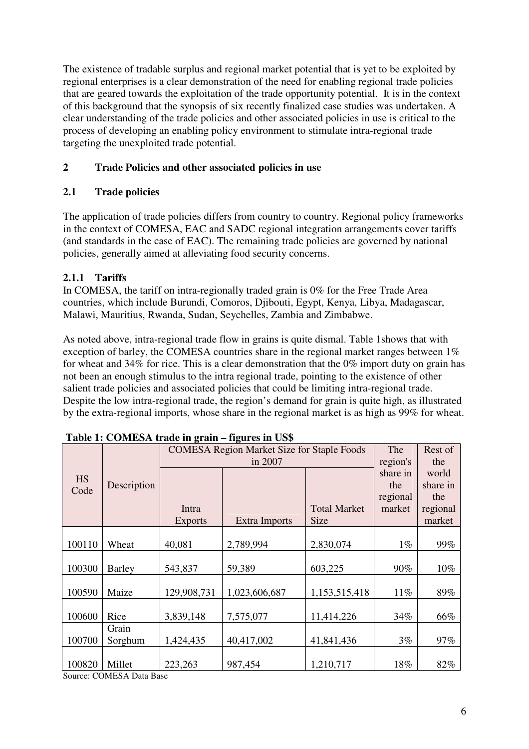The existence of tradable surplus and regional market potential that is yet to be exploited by regional enterprises is a clear demonstration of the need for enabling regional trade policies that are geared towards the exploitation of the trade opportunity potential. It is in the context of this background that the synopsis of six recently finalized case studies was undertaken. A clear understanding of the trade policies and other associated policies in use is critical to the process of developing an enabling policy environment to stimulate intra-regional trade targeting the unexploited trade potential.

## 2 Trade Policies and other associated policies in use

### 2.1 Trade policies

The application of trade policies differs from country to country. Regional policy frameworks in the context of COMESA, EAC and SADC regional integration arrangements cover tariffs (and standards in the case of EAC). The remaining trade policies are governed by national policies, generally aimed at alleviating food security concerns.

#### 2.1.1 Tariffs

In COMESA, the tariff on intra-regionally traded grain is 0% for the Free Trade Area countries, which include Burundi, Comoros, Djibouti, Egypt, Kenya, Libya, Madagascar, Malawi, Mauritius, Rwanda, Sudan, Seychelles, Zambia and Zimbabwe.

As noted above, intra-regional trade flow in grains is quite dismal. Table 1shows that with exception of barley, the COMESA countries share in the regional market ranges between 1% for wheat and 34% for rice. This is a clear demonstration that the 0% import duty on grain has not been an enough stimulus to the intra regional trade, pointing to the existence of other salient trade policies and associated policies that could be limiting intra-regional trade. Despite the low intra-regional trade, the region's demand for grain is quite high, as illustrated by the extra-regional imports, whose share in the regional market is as high as 99% for wheat.

**Table 1: COMESA trade in grain – figures in US$**

| HS Code | Description | COMESA Region Market Size for Staple Foods in 2007 | | | The region's share in the regional market | Rest of the world share in the regional market |
|---|---|---|---|---|---|---|
| | | Intra Exports | Extra Imports | Total Market Size | | |
| 100110 | Wheat | 40,081 | 2,789,994 | 2,830,074 | 1% | 99% |
| 100300 | Barley | 543,837 | 59,389 | 603,225 | 90% | 10% |
| 100590 | Maize | 129,908,731 | 1,023,606,687 | 1,153,515,418 | 11% | 89% |
| 100600 | Rice | 3,839,148 | 7,575,077 | 11,414,226 | 34% | 66% |
| 100700 | Grain Sorghum | 1,424,435 | 40,417,002 | 41,841,436 | 3% | 97% |
| 100820 | Millet | 223,263 | 987,454 | 1,210,717 | 18% | 82% |

Source: COMESA Data Base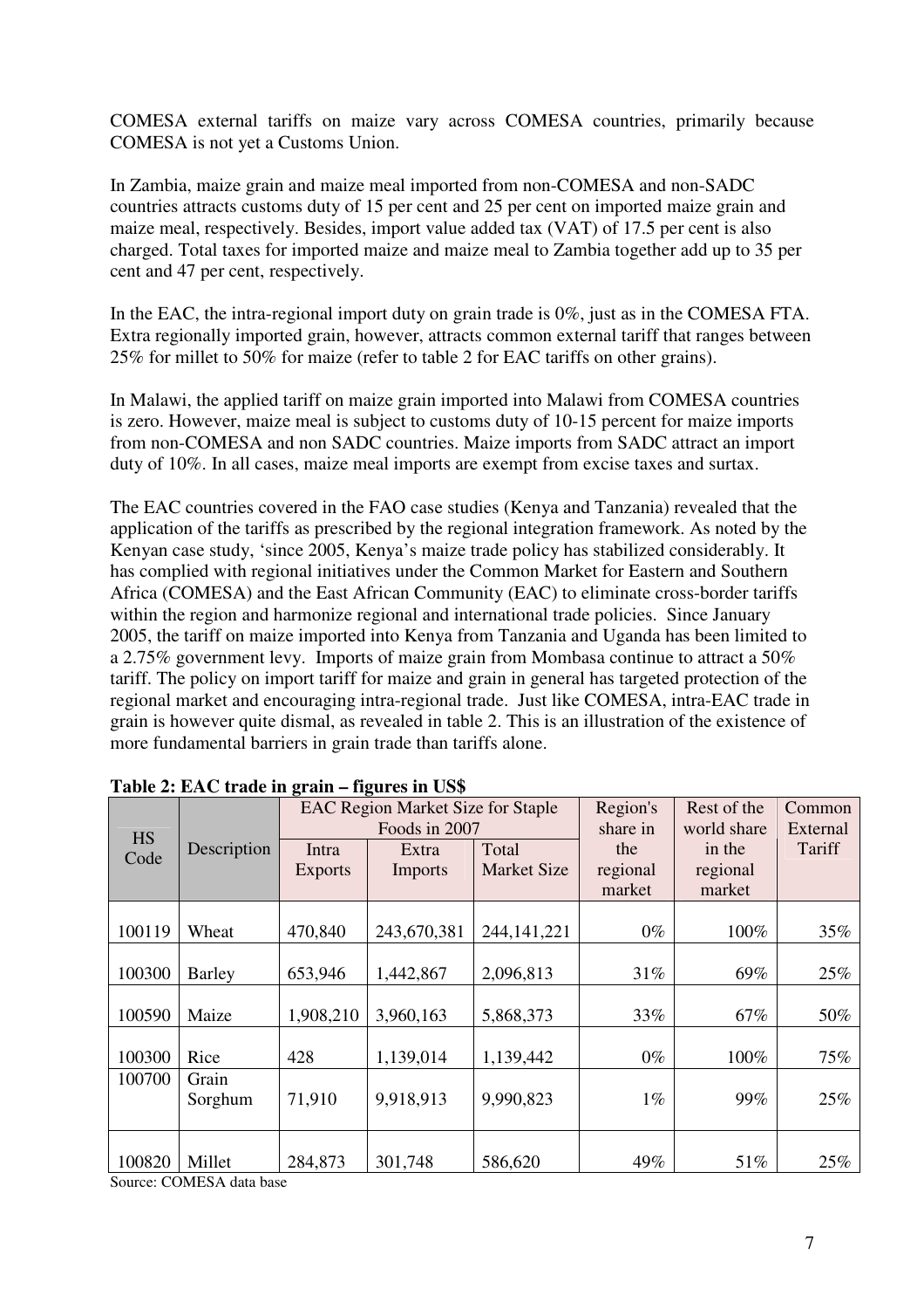COMESA external tariffs on maize vary across COMESA countries, primarily because COMESA is not yet a Customs Union.

In Zambia, maize grain and maize meal imported from non-COMESA and non-SADC countries attracts customs duty of 15 per cent and 25 per cent on imported maize grain and maize meal, respectively. Besides, import value added tax (VAT) of 17.5 per cent is also charged. Total taxes for imported maize and maize meal to Zambia together add up to 35 per cent and 47 per cent, respectively.

In the EAC, the intra-regional import duty on grain trade is 0%, just as in the COMESA FTA. Extra regionally imported grain, however, attracts common external tariff that ranges between 25% for millet to 50% for maize (refer to table 2 for EAC tariffs on other grains).

In Malawi, the applied tariff on maize grain imported into Malawi from COMESA countries is zero. However, maize meal is subject to customs duty of 10-15 percent for maize imports from non-COMESA and non SADC countries. Maize imports from SADC attract an import duty of 10%. In all cases, maize meal imports are exempt from excise taxes and surtax.

The EAC countries covered in the FAO case studies (Kenya and Tanzania) revealed that the application of the tariffs as prescribed by the regional integration framework. As noted by the Kenyan case study, 'since 2005, Kenya's maize trade policy has stabilized considerably. It has complied with regional initiatives under the Common Market for Eastern and Southern Africa (COMESA) and the East African Community (EAC) to eliminate cross-border tariffs within the region and harmonize regional and international trade policies. Since January 2005, the tariff on maize imported into Kenya from Tanzania and Uganda has been limited to a 2.75% government levy. Imports of maize grain from Mombasa continue to attract a 50% tariff. The policy on import tariff for maize and grain in general has targeted protection of the regional market and encouraging intra-regional trade. Just like COMESA, intra-EAC trade in grain is however quite dismal, as revealed in table 2. This is an illustration of the existence of more fundamental barriers in grain trade than tariffs alone.

**Table 2: EAC trade in grain – figures in US$**

| HS Code | Description | EAC Region Market Size for Staple Foods in 2007 | | | Region's share in the regional market | Rest of the world share in the regional market | Common External Tariff |
|---|---|---|---|---|---|---|---|
| | | Intra Exports | Extra Imports | Total Market Size | | | |
| 100119 | Wheat | 470,840 | 243,670,381 | 244,141,221 | 0% | 100% | 35% |
| 100300 | Barley | 653,946 | 1,442,867 | 2,096,813 | 31% | 69% | 25% |
| 100590 | Maize | 1,908,210 | 3,960,163 | 5,868,373 | 33% | 67% | 50% |
| 100300 | Rice | 428 | 1,139,014 | 1,139,442 | 0% | 100% | 75% |
| 100700 | Grain Sorghum | 71,910 | 9,918,913 | 9,990,823 | 1% | 99% | 25% |
| 100820 | Millet | 284,873 | 301,748 | 586,620 | 49% | 51% | 25% |

Source: COMESA data base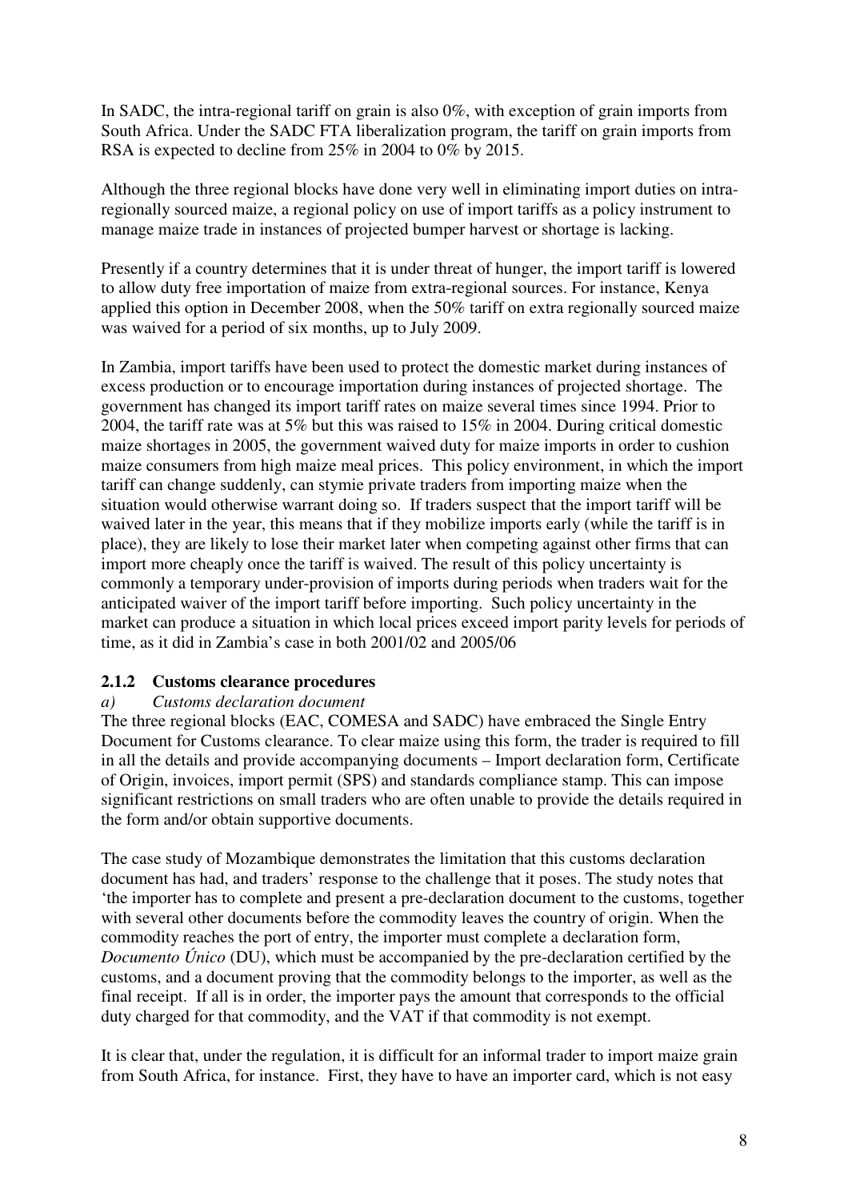In SADC, the intra-regional tariff on grain is also 0%, with exception of grain imports from South Africa. Under the SADC FTA liberalization program, the tariff on grain imports from RSA is expected to decline from 25% in 2004 to 0% by 2015.

Although the three regional blocks have done very well in eliminating import duties on intra-regionally sourced maize, a regional policy on use of import tariffs as a policy instrument to manage maize trade in instances of projected bumper harvest or shortage is lacking.

Presently if a country determines that it is under threat of hunger, the import tariff is lowered to allow duty free importation of maize from extra-regional sources. For instance, Kenya applied this option in December 2008, when the 50% tariff on extra regionally sourced maize was waived for a period of six months, up to July 2009.

In Zambia, import tariffs have been used to protect the domestic market during instances of excess production or to encourage importation during instances of projected shortage. The government has changed its import tariff rates on maize several times since 1994. Prior to 2004, the tariff rate was at 5% but this was raised to 15% in 2004. During critical domestic maize shortages in 2005, the government waived duty for maize imports in order to cushion maize consumers from high maize meal prices. This policy environment, in which the import tariff can change suddenly, can stymie private traders from importing maize when the situation would otherwise warrant doing so. If traders suspect that the import tariff will be waived later in the year, this means that if they mobilize imports early (while the tariff is in place), they are likely to lose their market later when competing against other firms that can import more cheaply once the tariff is waived. The result of this policy uncertainty is commonly a temporary under-provision of imports during periods when traders wait for the anticipated waiver of the import tariff before importing. Such policy uncertainty in the market can produce a situation in which local prices exceed import parity levels for periods of time, as it did in Zambia's case in both 2001/02 and 2005/06

### 2.1.2 Customs clearance procedures

*a) Customs declaration document*

The three regional blocks (EAC, COMESA and SADC) have embraced the Single Entry Document for Customs clearance. To clear maize using this form, the trader is required to fill in all the details and provide accompanying documents – Import declaration form, Certificate of Origin, invoices, import permit (SPS) and standards compliance stamp. This can impose significant restrictions on small traders who are often unable to provide the details required in the form and/or obtain supportive documents.

The case study of Mozambique demonstrates the limitation that this customs declaration document has had, and traders' response to the challenge that it poses. The study notes that 'the importer has to complete and present a pre-declaration document to the customs, together with several other documents before the commodity leaves the country of origin. When the commodity reaches the port of entry, the importer must complete a declaration form, *Documento Único* (DU), which must be accompanied by the pre-declaration certified by the customs, and a document proving that the commodity belongs to the importer, as well as the final receipt. If all is in order, the importer pays the amount that corresponds to the official duty charged for that commodity, and the VAT if that commodity is not exempt.

It is clear that, under the regulation, it is difficult for an informal trader to import maize grain from South Africa, for instance. First, they have to have an importer card, which is not easy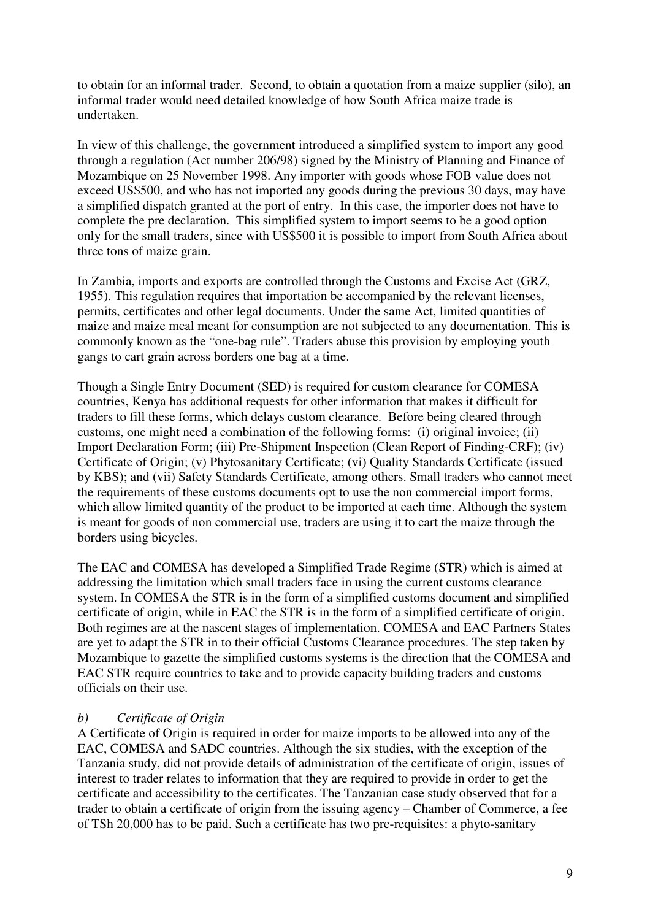to obtain for an informal trader. Second, to obtain a quotation from a maize supplier (silo), an informal trader would need detailed knowledge of how South Africa maize trade is undertaken.

In view of this challenge, the government introduced a simplified system to import any good through a regulation (Act number 206/98) signed by the Ministry of Planning and Finance of Mozambique on 25 November 1998. Any importer with goods whose FOB value does not exceed US$500, and who has not imported any goods during the previous 30 days, may have a simplified dispatch granted at the port of entry. In this case, the importer does not have to complete the pre declaration. This simplified system to import seems to be a good option only for the small traders, since with US$500 it is possible to import from South Africa about three tons of maize grain.

In Zambia, imports and exports are controlled through the Customs and Excise Act (GRZ, 1955). This regulation requires that importation be accompanied by the relevant licenses, permits, certificates and other legal documents. Under the same Act, limited quantities of maize and maize meal meant for consumption are not subjected to any documentation. This is commonly known as the "one-bag rule". Traders abuse this provision by employing youth gangs to cart grain across borders one bag at a time.

Though a Single Entry Document (SED) is required for custom clearance for COMESA countries, Kenya has additional requests for other information that makes it difficult for traders to fill these forms, which delays custom clearance. Before being cleared through customs, one might need a combination of the following forms: (i) original invoice; (ii) Import Declaration Form; (iii) Pre-Shipment Inspection (Clean Report of Finding-CRF); (iv) Certificate of Origin; (v) Phytosanitary Certificate; (vi) Quality Standards Certificate (issued by KBS); and (vii) Safety Standards Certificate, among others. Small traders who cannot meet the requirements of these customs documents opt to use the non commercial import forms, which allow limited quantity of the product to be imported at each time. Although the system is meant for goods of non commercial use, traders are using it to cart the maize through the borders using bicycles.

The EAC and COMESA has developed a Simplified Trade Regime (STR) which is aimed at addressing the limitation which small traders face in using the current customs clearance system. In COMESA the STR is in the form of a simplified customs document and simplified certificate of origin, while in EAC the STR is in the form of a simplified certificate of origin. Both regimes are at the nascent stages of implementation. COMESA and EAC Partners States are yet to adapt the STR in to their official Customs Clearance procedures. The step taken by Mozambique to gazette the simplified customs systems is the direction that the COMESA and EAC STR require countries to take and to provide capacity building traders and customs officials on their use.

*b) Certificate of Origin*

A Certificate of Origin is required in order for maize imports to be allowed into any of the EAC, COMESA and SADC countries. Although the six studies, with the exception of the Tanzania study, did not provide details of administration of the certificate of origin, issues of interest to trader relates to information that they are required to provide in order to get the certificate and accessibility to the certificates. The Tanzanian case study observed that for a trader to obtain a certificate of origin from the issuing agency – Chamber of Commerce, a fee of TSh 20,000 has to be paid. Such a certificate has two pre-requisites: a phyto-sanitary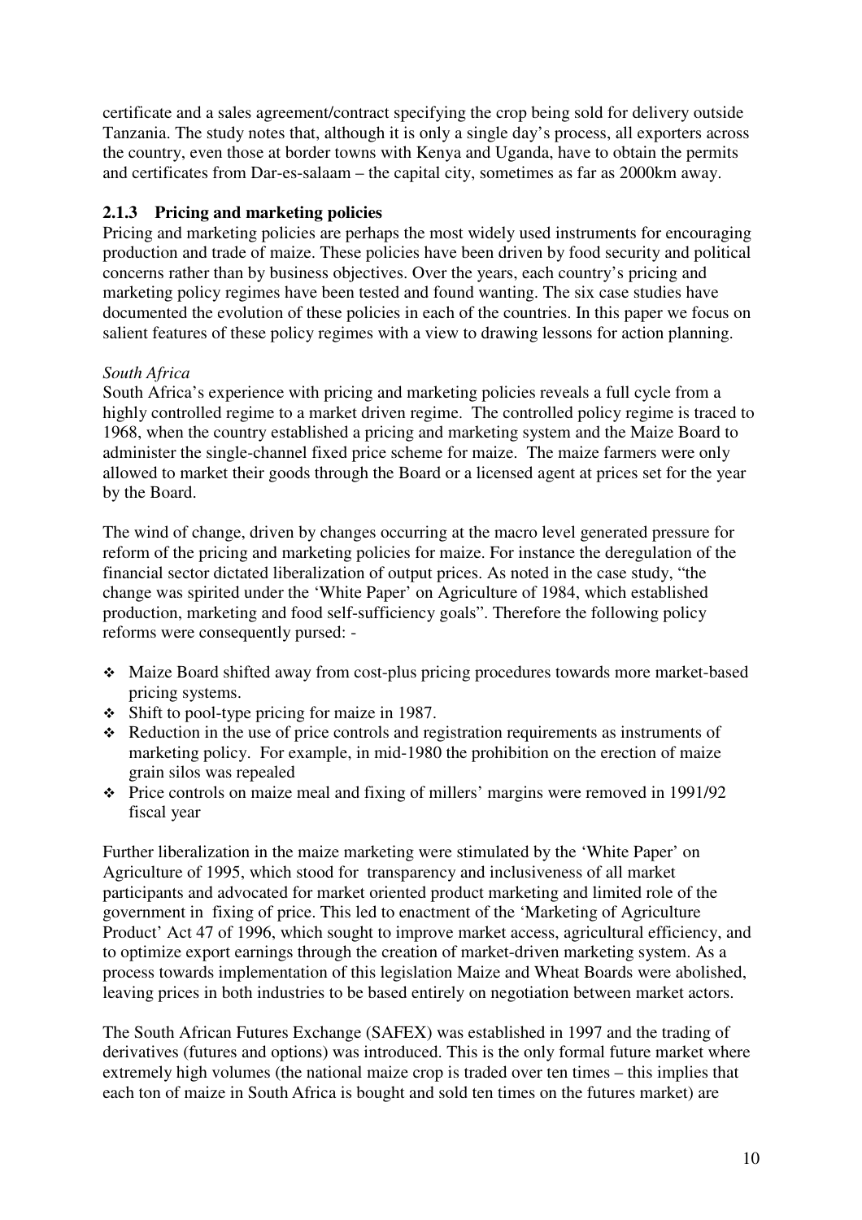certificate and a sales agreement/contract specifying the crop being sold for delivery outside Tanzania. The study notes that, although it is only a single day's process, all exporters across the country, even those at border towns with Kenya and Uganda, have to obtain the permits and certificates from Dar-es-salaam – the capital city, sometimes as far as 2000km away.

### 2.1.3 Pricing and marketing policies

Pricing and marketing policies are perhaps the most widely used instruments for encouraging production and trade of maize. These policies have been driven by food security and political concerns rather than by business objectives. Over the years, each country's pricing and marketing policy regimes have been tested and found wanting. The six case studies have documented the evolution of these policies in each of the countries. In this paper we focus on salient features of these policy regimes with a view to drawing lessons for action planning.

*South Africa*

South Africa's experience with pricing and marketing policies reveals a full cycle from a highly controlled regime to a market driven regime. The controlled policy regime is traced to 1968, when the country established a pricing and marketing system and the Maize Board to administer the single-channel fixed price scheme for maize. The maize farmers were only allowed to market their goods through the Board or a licensed agent at prices set for the year by the Board.

The wind of change, driven by changes occurring at the macro level generated pressure for reform of the pricing and marketing policies for maize. For instance the deregulation of the financial sector dictated liberalization of output prices. As noted in the case study, "the change was spirited under the 'White Paper' on Agriculture of 1984, which established production, marketing and food self-sufficiency goals". Therefore the following policy reforms were consequently pursed: -

- Maize Board shifted away from cost-plus pricing procedures towards more market-based pricing systems.
- Shift to pool-type pricing for maize in 1987.
- Reduction in the use of price controls and registration requirements as instruments of marketing policy. For example, in mid-1980 the prohibition on the erection of maize grain silos was repealed
- Price controls on maize meal and fixing of millers' margins were removed in 1991/92 fiscal year

Further liberalization in the maize marketing were stimulated by the 'White Paper' on Agriculture of 1995, which stood for transparency and inclusiveness of all market participants and advocated for market oriented product marketing and limited role of the government in fixing of price. This led to enactment of the 'Marketing of Agriculture Product' Act 47 of 1996, which sought to improve market access, agricultural efficiency, and to optimize export earnings through the creation of market-driven marketing system. As a process towards implementation of this legislation Maize and Wheat Boards were abolished, leaving prices in both industries to be based entirely on negotiation between market actors.

The South African Futures Exchange (SAFEX) was established in 1997 and the trading of derivatives (futures and options) was introduced. This is the only formal future market where extremely high volumes (the national maize crop is traded over ten times – this implies that each ton of maize in South Africa is bought and sold ten times on the futures market) are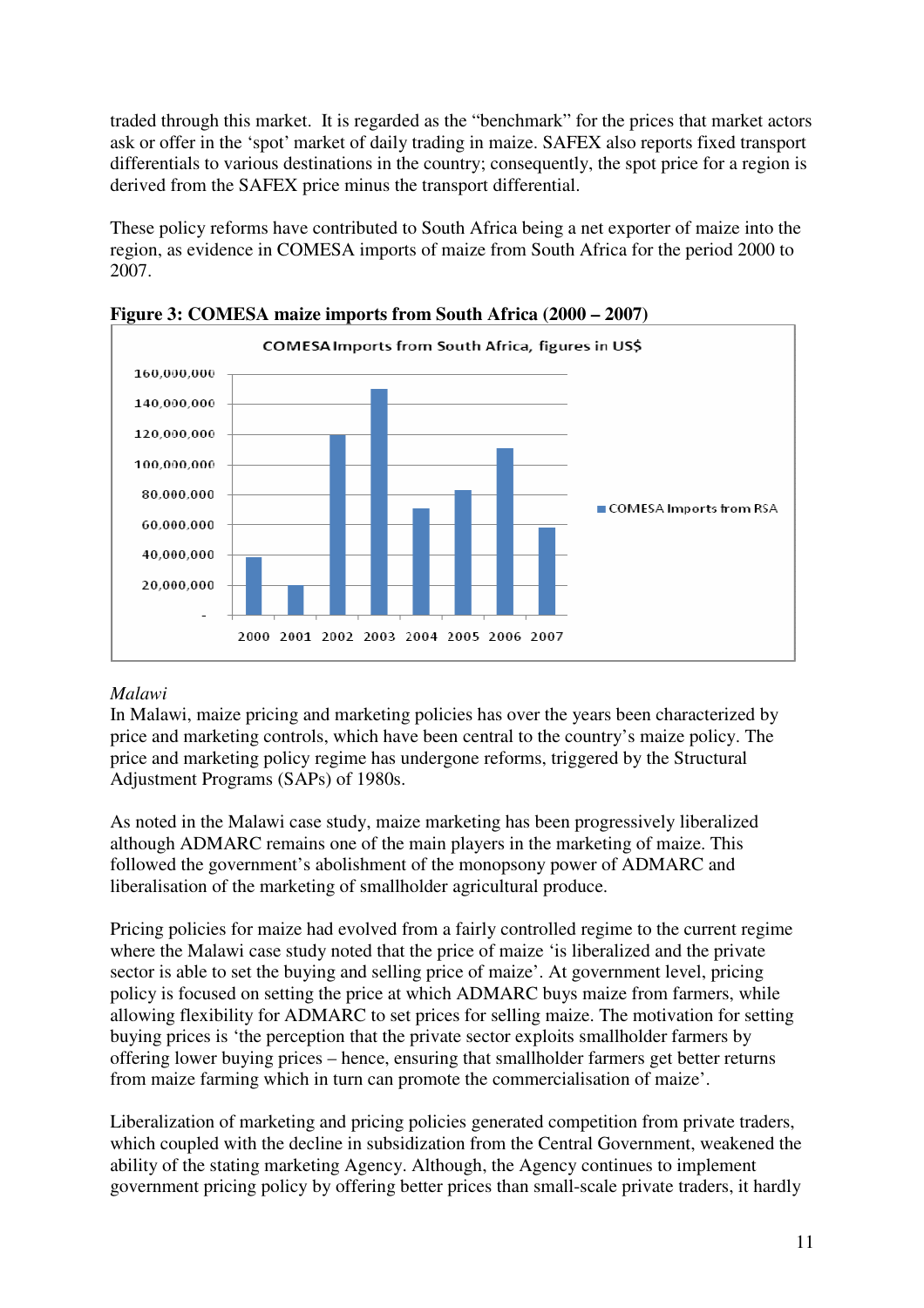traded through this market. It is regarded as the "benchmark" for the prices that market actors ask or offer in the 'spot' market of daily trading in maize. SAFEX also reports fixed transport differentials to various destinations in the country; consequently, the spot price for a region is derived from the SAFEX price minus the transport differential.

These policy reforms have contributed to South Africa being a net exporter of maize into the region, as evidence in COMESA imports of maize from South Africa for the period 2000 to 2007.

**Figure 3: COMESA maize imports from South Africa (2000 – 2007)**

*Malawi*

In Malawi, maize pricing and marketing policies has over the years been characterized by price and marketing controls, which have been central to the country's maize policy. The price and marketing policy regime has undergone reforms, triggered by the Structural Adjustment Programs (SAPs) of 1980s.

As noted in the Malawi case study, maize marketing has been progressively liberalized although ADMARC remains one of the main players in the marketing of maize. This followed the government's abolishment of the monopsony power of ADMARC and liberalisation of the marketing of smallholder agricultural produce.

Pricing policies for maize had evolved from a fairly controlled regime to the current regime where the Malawi case study noted that the price of maize 'is liberalized and the private sector is able to set the buying and selling price of maize'. At government level, pricing policy is focused on setting the price at which ADMARC buys maize from farmers, while allowing flexibility for ADMARC to set prices for selling maize. The motivation for setting buying prices is 'the perception that the private sector exploits smallholder farmers by offering lower buying prices – hence, ensuring that smallholder farmers get better returns from maize farming which in turn can promote the commercialisation of maize'.

Liberalization of marketing and pricing policies generated competition from private traders, which coupled with the decline in subsidization from the Central Government, weakened the ability of the stating marketing Agency. Although, the Agency continues to implement government pricing policy by offering better prices than small-scale private traders, it hardly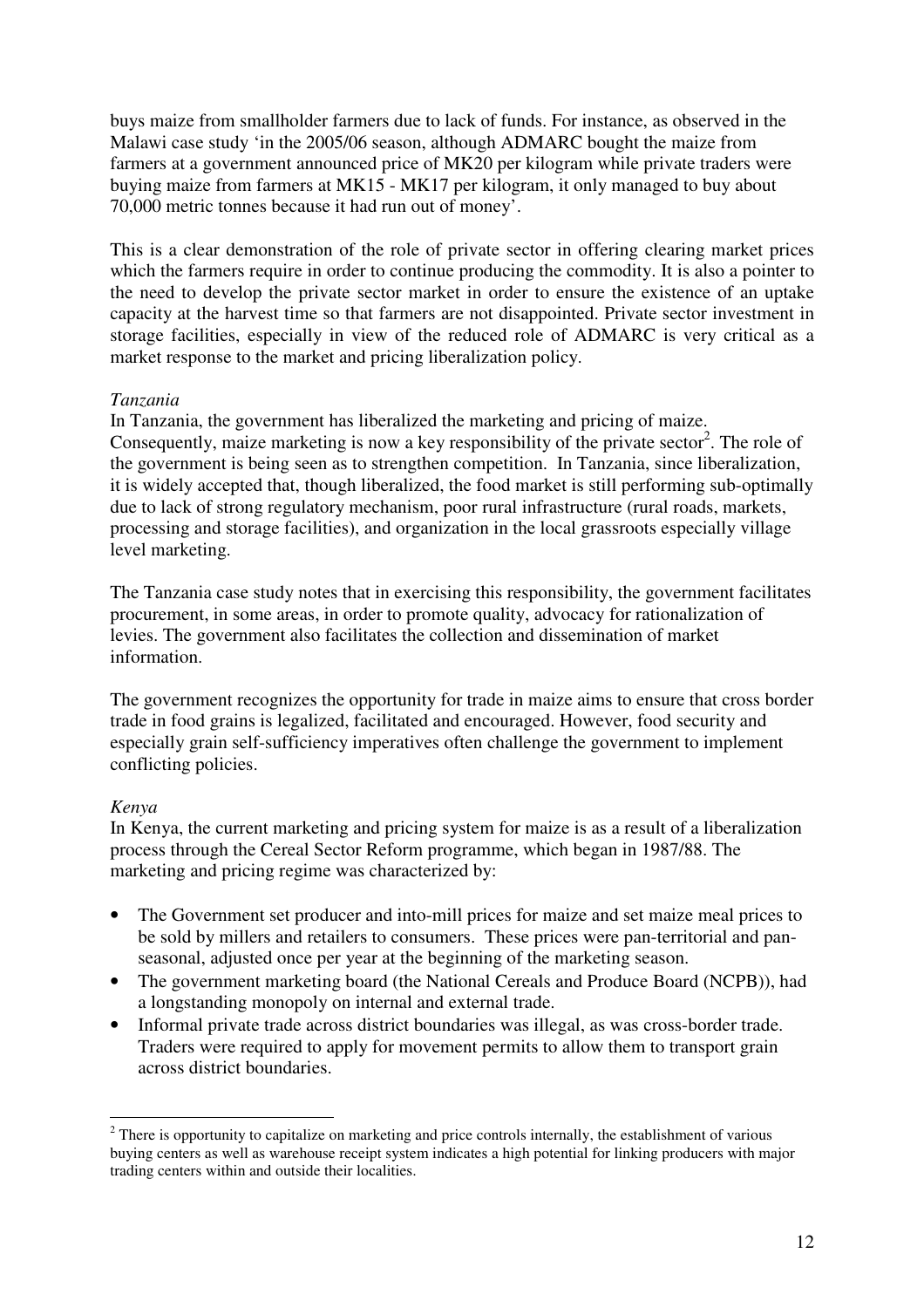buys maize from smallholder farmers due to lack of funds. For instance, as observed in the Malawi case study 'in the 2005/06 season, although ADMARC bought the maize from farmers at a government announced price of MK20 per kilogram while private traders were buying maize from farmers at MK15 - MK17 per kilogram, it only managed to buy about 70,000 metric tonnes because it had run out of money'.

This is a clear demonstration of the role of private sector in offering clearing market prices which the farmers require in order to continue producing the commodity. It is also a pointer to the need to develop the private sector market in order to ensure the existence of an uptake capacity at the harvest time so that farmers are not disappointed. Private sector investment in storage facilities, especially in view of the reduced role of ADMARC is very critical as a market response to the market and pricing liberalization policy.

*Tanzania*

In Tanzania, the government has liberalized the marketing and pricing of maize. Consequently, maize marketing is now a key responsibility of the private sector[2]. The role of the government is being seen as to strengthen competition. In Tanzania, since liberalization, it is widely accepted that, though liberalized, the food market is still performing sub-optimally due to lack of strong regulatory mechanism, poor rural infrastructure (rural roads, markets, processing and storage facilities), and organization in the local grassroots especially village level marketing.

The Tanzania case study notes that in exercising this responsibility, the government facilitates procurement, in some areas, in order to promote quality, advocacy for rationalization of levies. The government also facilitates the collection and dissemination of market information.

The government recognizes the opportunity for trade in maize aims to ensure that cross border trade in food grains is legalized, facilitated and encouraged. However, food security and especially grain self-sufficiency imperatives often challenge the government to implement conflicting policies.

*Kenya*

In Kenya, the current marketing and pricing system for maize is as a result of a liberalization process through the Cereal Sector Reform programme, which began in 1987/88. The marketing and pricing regime was characterized by:

- The Government set producer and into-mill prices for maize and set maize meal prices to be sold by millers and retailers to consumers. These prices were pan-territorial and pan-seasonal, adjusted once per year at the beginning of the marketing season.
- The government marketing board (the National Cereals and Produce Board (NCPB)), had a longstanding monopoly on internal and external trade.
- Informal private trade across district boundaries was illegal, as was cross-border trade. Traders were required to apply for movement permits to allow them to transport grain across district boundaries.

[2] There is opportunity to capitalize on marketing and price controls internally, the establishment of various buying centers as well as warehouse receipt system indicates a high potential for linking producers with major trading centers within and outside their localities.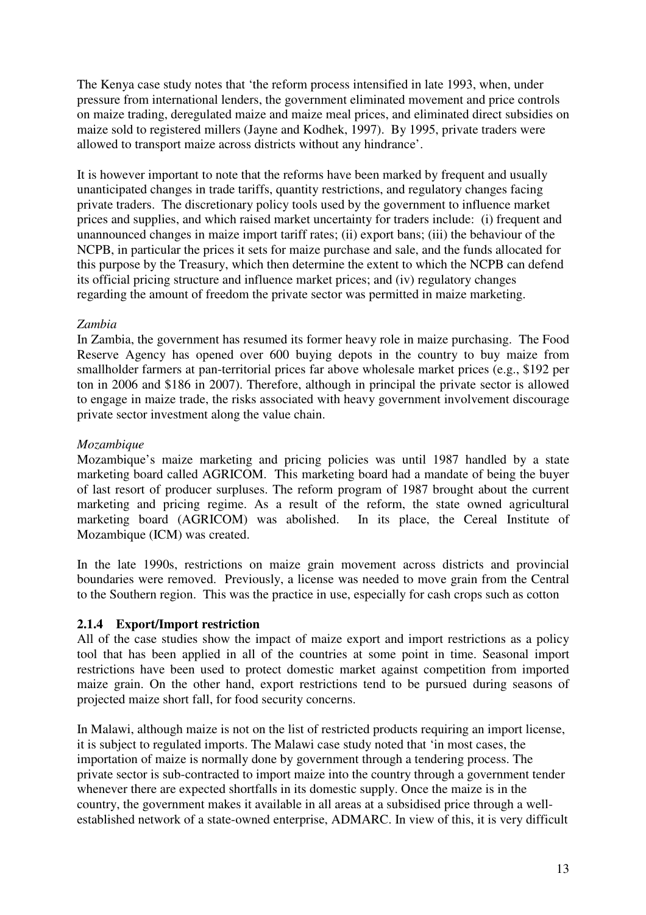The Kenya case study notes that 'the reform process intensified in late 1993, when, under pressure from international lenders, the government eliminated movement and price controls on maize trading, deregulated maize and maize meal prices, and eliminated direct subsidies on maize sold to registered millers (Jayne and Kodhek, 1997). By 1995, private traders were allowed to transport maize across districts without any hindrance'.

It is however important to note that the reforms have been marked by frequent and usually unanticipated changes in trade tariffs, quantity restrictions, and regulatory changes facing private traders. The discretionary policy tools used by the government to influence market prices and supplies, and which raised market uncertainty for traders include: (i) frequent and unannounced changes in maize import tariff rates; (ii) export bans; (iii) the behaviour of the NCPB, in particular the prices it sets for maize purchase and sale, and the funds allocated for this purpose by the Treasury, which then determine the extent to which the NCPB can defend its official pricing structure and influence market prices; and (iv) regulatory changes regarding the amount of freedom the private sector was permitted in maize marketing.

*Zambia*

In Zambia, the government has resumed its former heavy role in maize purchasing. The Food Reserve Agency has opened over 600 buying depots in the country to buy maize from smallholder farmers at pan-territorial prices far above wholesale market prices (e.g., $192 per ton in 2006 and $186 in 2007). Therefore, although in principal the private sector is allowed to engage in maize trade, the risks associated with heavy government involvement discourage private sector investment along the value chain.

*Mozambique*

Mozambique's maize marketing and pricing policies was until 1987 handled by a state marketing board called AGRICOM. This marketing board had a mandate of being the buyer of last resort of producer surpluses. The reform program of 1987 brought about the current marketing and pricing regime. As a result of the reform, the state owned agricultural marketing board (AGRICOM) was abolished. In its place, the Cereal Institute of Mozambique (ICM) was created.

In the late 1990s, restrictions on maize grain movement across districts and provincial boundaries were removed. Previously, a license was needed to move grain from the Central to the Southern region. This was the practice in use, especially for cash crops such as cotton

### 2.1.4 Export/Import restriction

All of the case studies show the impact of maize export and import restrictions as a policy tool that has been applied in all of the countries at some point in time. Seasonal import restrictions have been used to protect domestic market against competition from imported maize grain. On the other hand, export restrictions tend to be pursued during seasons of projected maize short fall, for food security concerns.

In Malawi, although maize is not on the list of restricted products requiring an import license, it is subject to regulated imports. The Malawi case study noted that 'in most cases, the importation of maize is normally done by government through a tendering process. The private sector is sub-contracted to import maize into the country through a government tender whenever there are expected shortfalls in its domestic supply. Once the maize is in the country, the government makes it available in all areas at a subsidised price through a well-established network of a state-owned enterprise, ADMARC. In view of this, it is very difficult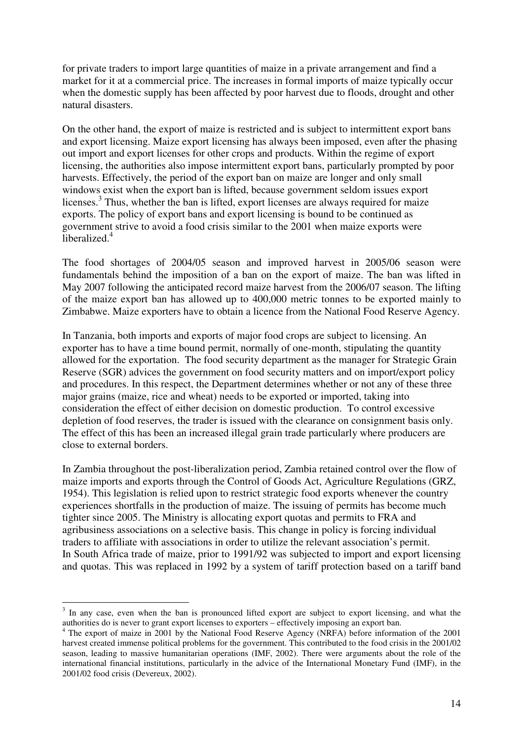for private traders to import large quantities of maize in a private arrangement and find a market for it at a commercial price. The increases in formal imports of maize typically occur when the domestic supply has been affected by poor harvest due to floods, drought and other natural disasters.

On the other hand, the export of maize is restricted and is subject to intermittent export bans and export licensing. Maize export licensing has always been imposed, even after the phasing out import and export licenses for other crops and products. Within the regime of export licensing, the authorities also impose intermittent export bans, particularly prompted by poor harvests. Effectively, the period of the export ban on maize are longer and only small windows exist when the export ban is lifted, because government seldom issues export licenses.[3] Thus, whether the ban is lifted, export licenses are always required for maize exports. The policy of export bans and export licensing is bound to be continued as government strive to avoid a food crisis similar to the 2001 when maize exports were liberalized.[4]

The food shortages of 2004/05 season and improved harvest in 2005/06 season were fundamentals behind the imposition of a ban on the export of maize. The ban was lifted in May 2007 following the anticipated record maize harvest from the 2006/07 season. The lifting of the maize export ban has allowed up to 400,000 metric tonnes to be exported mainly to Zimbabwe. Maize exporters have to obtain a licence from the National Food Reserve Agency.

In Tanzania, both imports and exports of major food crops are subject to licensing. An exporter has to have a time bound permit, normally of one-month, stipulating the quantity allowed for the exportation. The food security department as the manager for Strategic Grain Reserve (SGR) advices the government on food security matters and on import/export policy and procedures. In this respect, the Department determines whether or not any of these three major grains (maize, rice and wheat) needs to be exported or imported, taking into consideration the effect of either decision on domestic production. To control excessive depletion of food reserves, the trader is issued with the clearance on consignment basis only. The effect of this has been an increased illegal grain trade particularly where producers are close to external borders.

In Zambia throughout the post-liberalization period, Zambia retained control over the flow of maize imports and exports through the Control of Goods Act, Agriculture Regulations (GRZ, 1954). This legislation is relied upon to restrict strategic food exports whenever the country experiences shortfalls in the production of maize. The issuing of permits has become much tighter since 2005. The Ministry is allocating export quotas and permits to FRA and agribusiness associations on a selective basis. This change in policy is forcing individual traders to affiliate with associations in order to utilize the relevant association's permit.
In South Africa trade of maize, prior to 1991/92 was subjected to import and export licensing and quotas. This was replaced in 1992 by a system of tariff protection based on a tariff band

---

[3] In any case, even when the ban is pronounced lifted export are subject to export licensing, and what the authorities do is never to grant export licenses to exporters – effectively imposing an export ban.

[4] The export of maize in 2001 by the National Food Reserve Agency (NRFA) before information of the 2001 harvest created immense political problems for the government. This contributed to the food crisis in the 2001/02 season, leading to massive humanitarian operations (IMF, 2002). There were arguments about the role of the international financial institutions, particularly in the advice of the International Monetary Fund (IMF), in the 2001/02 food crisis (Devereux, 2002).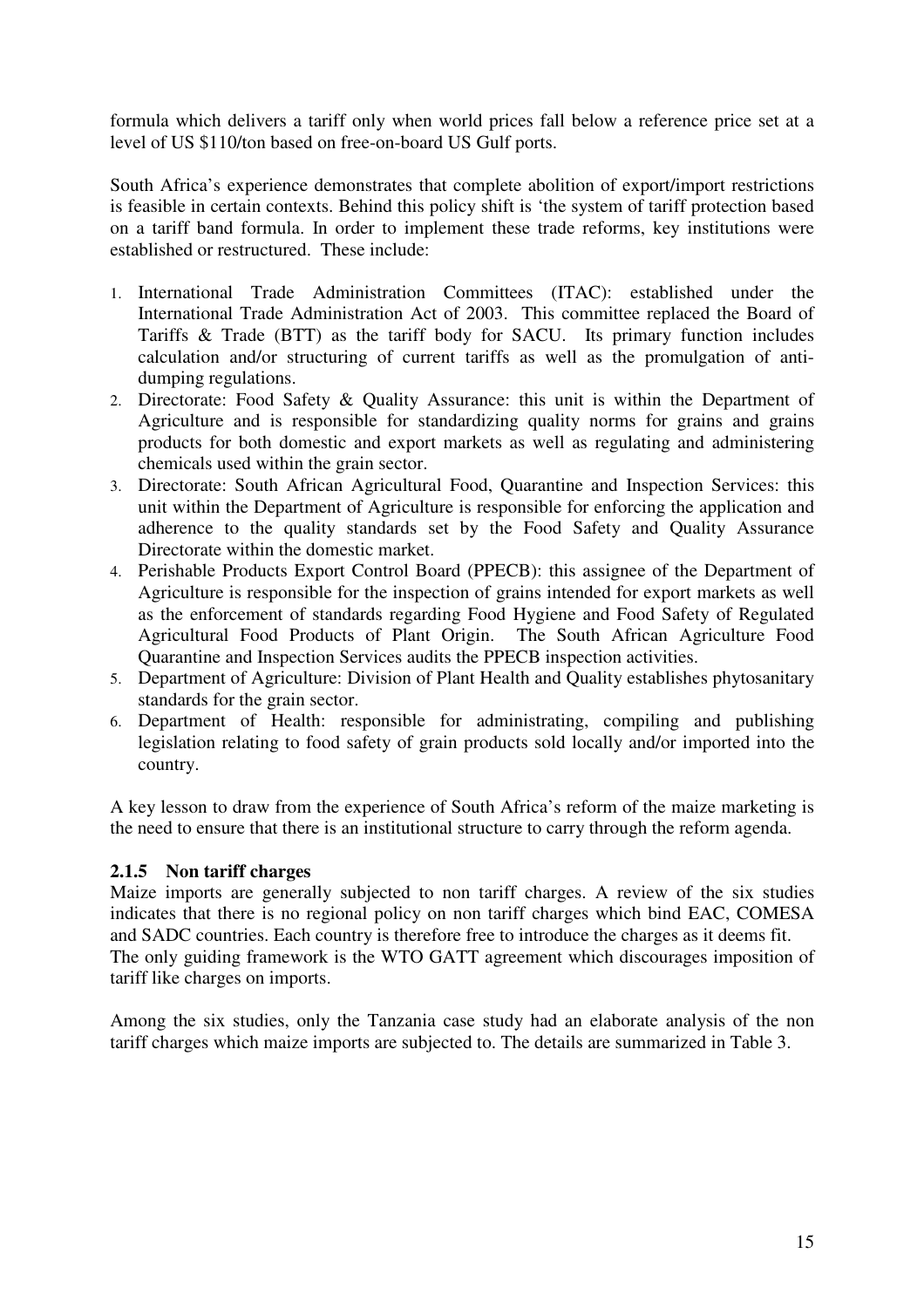formula which delivers a tariff only when world prices fall below a reference price set at a level of US $110/ton based on free-on-board US Gulf ports.

South Africa's experience demonstrates that complete abolition of export/import restrictions is feasible in certain contexts. Behind this policy shift is 'the system of tariff protection based on a tariff band formula. In order to implement these trade reforms, key institutions were established or restructured. These include:

1. International Trade Administration Committees (ITAC): established under the International Trade Administration Act of 2003. This committee replaced the Board of Tariffs & Trade (BTT) as the tariff body for SACU. Its primary function includes calculation and/or structuring of current tariffs as well as the promulgation of anti-dumping regulations.
2. Directorate: Food Safety & Quality Assurance: this unit is within the Department of Agriculture and is responsible for standardizing quality norms for grains and grains products for both domestic and export markets as well as regulating and administering chemicals used within the grain sector.
3. Directorate: South African Agricultural Food, Quarantine and Inspection Services: this unit within the Department of Agriculture is responsible for enforcing the application and adherence to the quality standards set by the Food Safety and Quality Assurance Directorate within the domestic market.
4. Perishable Products Export Control Board (PPECB): this assignee of the Department of Agriculture is responsible for the inspection of grains intended for export markets as well as the enforcement of standards regarding Food Hygiene and Food Safety of Regulated Agricultural Food Products of Plant Origin. The South African Agriculture Food Quarantine and Inspection Services audits the PPECB inspection activities.
5. Department of Agriculture: Division of Plant Health and Quality establishes phytosanitary standards for the grain sector.
6. Department of Health: responsible for administrating, compiling and publishing legislation relating to food safety of grain products sold locally and/or imported into the country.

A key lesson to draw from the experience of South Africa's reform of the maize marketing is the need to ensure that there is an institutional structure to carry through the reform agenda.

### 2.1.5 Non tariff charges

Maize imports are generally subjected to non tariff charges. A review of the six studies indicates that there is no regional policy on non tariff charges which bind EAC, COMESA and SADC countries. Each country is therefore free to introduce the charges as it deems fit. The only guiding framework is the WTO GATT agreement which discourages imposition of tariff like charges on imports.

Among the six studies, only the Tanzania case study had an elaborate analysis of the non tariff charges which maize imports are subjected to. The details are summarized in Table 3.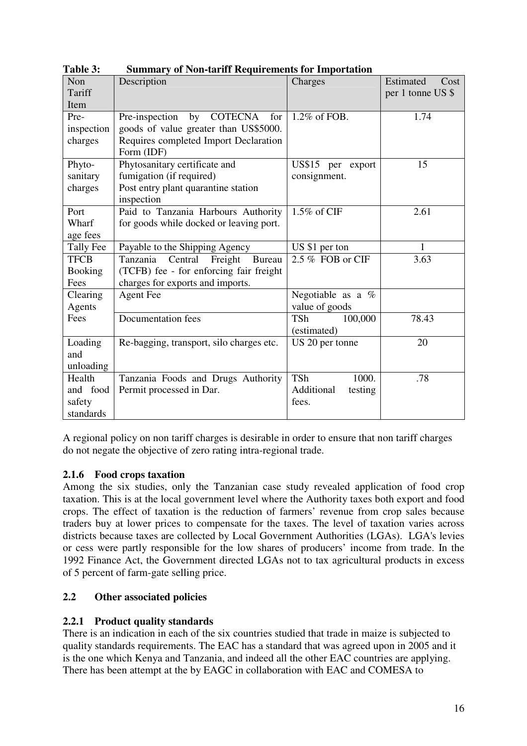**Table 3: Summary of Non-tariff Requirements for Importation**

| Non Tariff Item | Description | Charges | Estimated Cost per 1 tonne US $ |
|---|---|---|---|
| Pre-inspection charges | Pre-inspection by COTECNA for goods of value greater than US$5000. Requires completed Import Declaration Form (IDF) | 1.2% of FOB. | 1.74 |
| Phyto-sanitary charges | Phytosanitary certificate and fumigation (if required) Post entry plant quarantine station inspection | US$15 per export consignment. | 15 |
| Port Wharf age fees | Paid to Tanzania Harbours Authority for goods while docked or leaving port. | 1.5% of CIF | 2.61 |
| Tally Fee | Payable to the Shipping Agency | US $1 per ton | 1 |
| TFCB Booking Fees | Tanzania Central Freight Bureau (TCFB) fee - for enforcing fair freight charges for exports and imports. | 2.5 % FOB or CIF | 3.63 |
| Clearing Agents Fees | Agent Fee | Negotiable as a % value of goods | |
| | Documentation fees | TSh 100,000 (estimated) | 78.43 |
| Loading and unloading | Re-bagging, transport, silo charges etc. | US 20 per tonne | 20 |
| Health and food safety standards | Tanzania Foods and Drugs Authority Permit processed in Dar. | TSh 1000. Additional testing fees. | .78 |

A regional policy on non tariff charges is desirable in order to ensure that non tariff charges do not negate the objective of zero rating intra-regional trade.

### 2.1.6 Food crops taxation

Among the six studies, only the Tanzanian case study revealed application of food crop taxation. This is at the local government level where the Authority taxes both export and food crops. The effect of taxation is the reduction of farmers' revenue from crop sales because traders buy at lower prices to compensate for the taxes. The level of taxation varies across districts because taxes are collected by Local Government Authorities (LGAs). LGA's levies or cess were partly responsible for the low shares of producers' income from trade. In the 1992 Finance Act, the Government directed LGAs not to tax agricultural products in excess of 5 percent of farm-gate selling price.

## 2.2 Other associated policies

### 2.2.1 Product quality standards

There is an indication in each of the six countries studied that trade in maize is subjected to quality standards requirements. The EAC has a standard that was agreed upon in 2005 and it is the one which Kenya and Tanzania, and indeed all the other EAC countries are applying. There has been attempt at the by EAGC in collaboration with EAC and COMESA to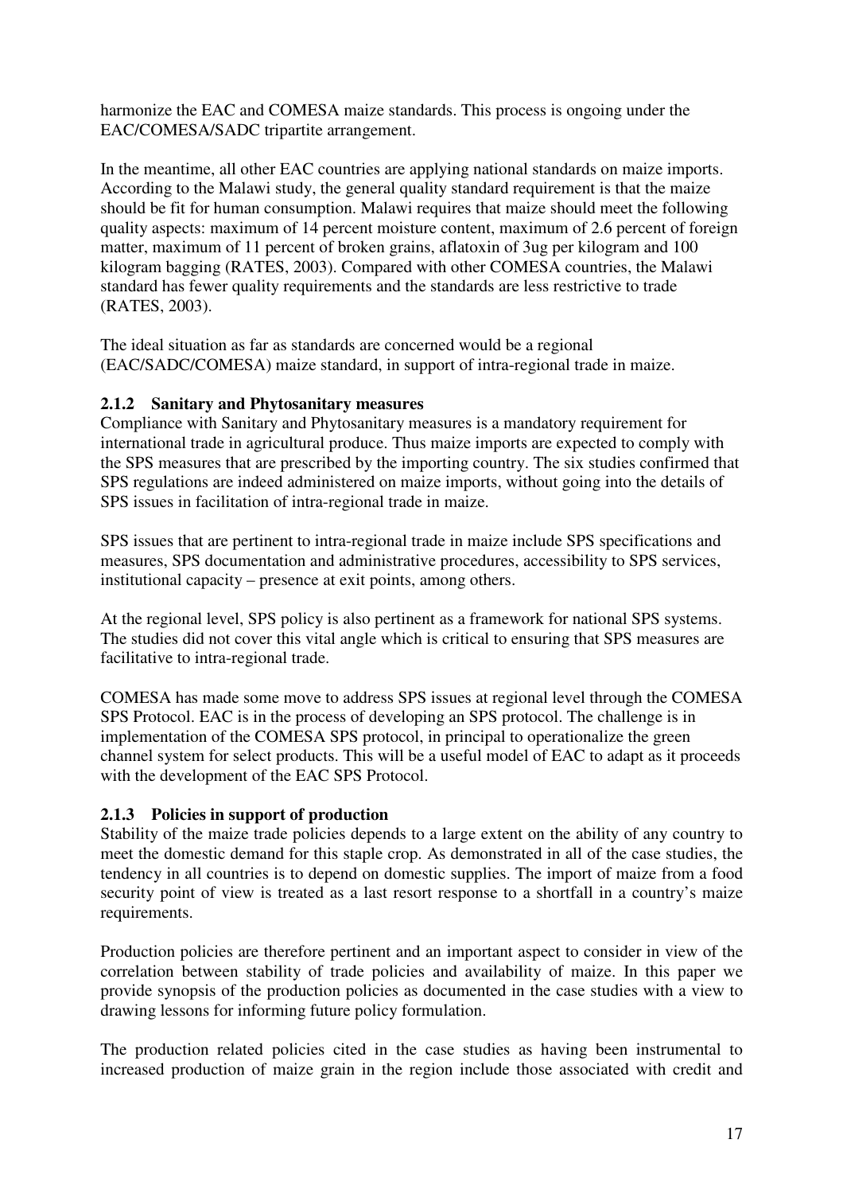harmonize the EAC and COMESA maize standards. This process is ongoing under the EAC/COMESA/SADC tripartite arrangement.

In the meantime, all other EAC countries are applying national standards on maize imports. According to the Malawi study, the general quality standard requirement is that the maize should be fit for human consumption. Malawi requires that maize should meet the following quality aspects: maximum of 14 percent moisture content, maximum of 2.6 percent of foreign matter, maximum of 11 percent of broken grains, aflatoxin of 3ug per kilogram and 100 kilogram bagging (RATES, 2003). Compared with other COMESA countries, the Malawi standard has fewer quality requirements and the standards are less restrictive to trade (RATES, 2003).

The ideal situation as far as standards are concerned would be a regional (EAC/SADC/COMESA) maize standard, in support of intra-regional trade in maize.

### 2.1.2 Sanitary and Phytosanitary measures

Compliance with Sanitary and Phytosanitary measures is a mandatory requirement for international trade in agricultural produce. Thus maize imports are expected to comply with the SPS measures that are prescribed by the importing country. The six studies confirmed that SPS regulations are indeed administered on maize imports, without going into the details of SPS issues in facilitation of intra-regional trade in maize.

SPS issues that are pertinent to intra-regional trade in maize include SPS specifications and measures, SPS documentation and administrative procedures, accessibility to SPS services, institutional capacity – presence at exit points, among others.

At the regional level, SPS policy is also pertinent as a framework for national SPS systems. The studies did not cover this vital angle which is critical to ensuring that SPS measures are facilitative to intra-regional trade.

COMESA has made some move to address SPS issues at regional level through the COMESA SPS Protocol. EAC is in the process of developing an SPS protocol. The challenge is in implementation of the COMESA SPS protocol, in principal to operationalize the green channel system for select products. This will be a useful model of EAC to adapt as it proceeds with the development of the EAC SPS Protocol.

### 2.1.3 Policies in support of production

Stability of the maize trade policies depends to a large extent on the ability of any country to meet the domestic demand for this staple crop. As demonstrated in all of the case studies, the tendency in all countries is to depend on domestic supplies. The import of maize from a food security point of view is treated as a last resort response to a shortfall in a country's maize requirements.

Production policies are therefore pertinent and an important aspect to consider in view of the correlation between stability of trade policies and availability of maize. In this paper we provide synopsis of the production policies as documented in the case studies with a view to drawing lessons for informing future policy formulation.

The production related policies cited in the case studies as having been instrumental to increased production of maize grain in the region include those associated with credit and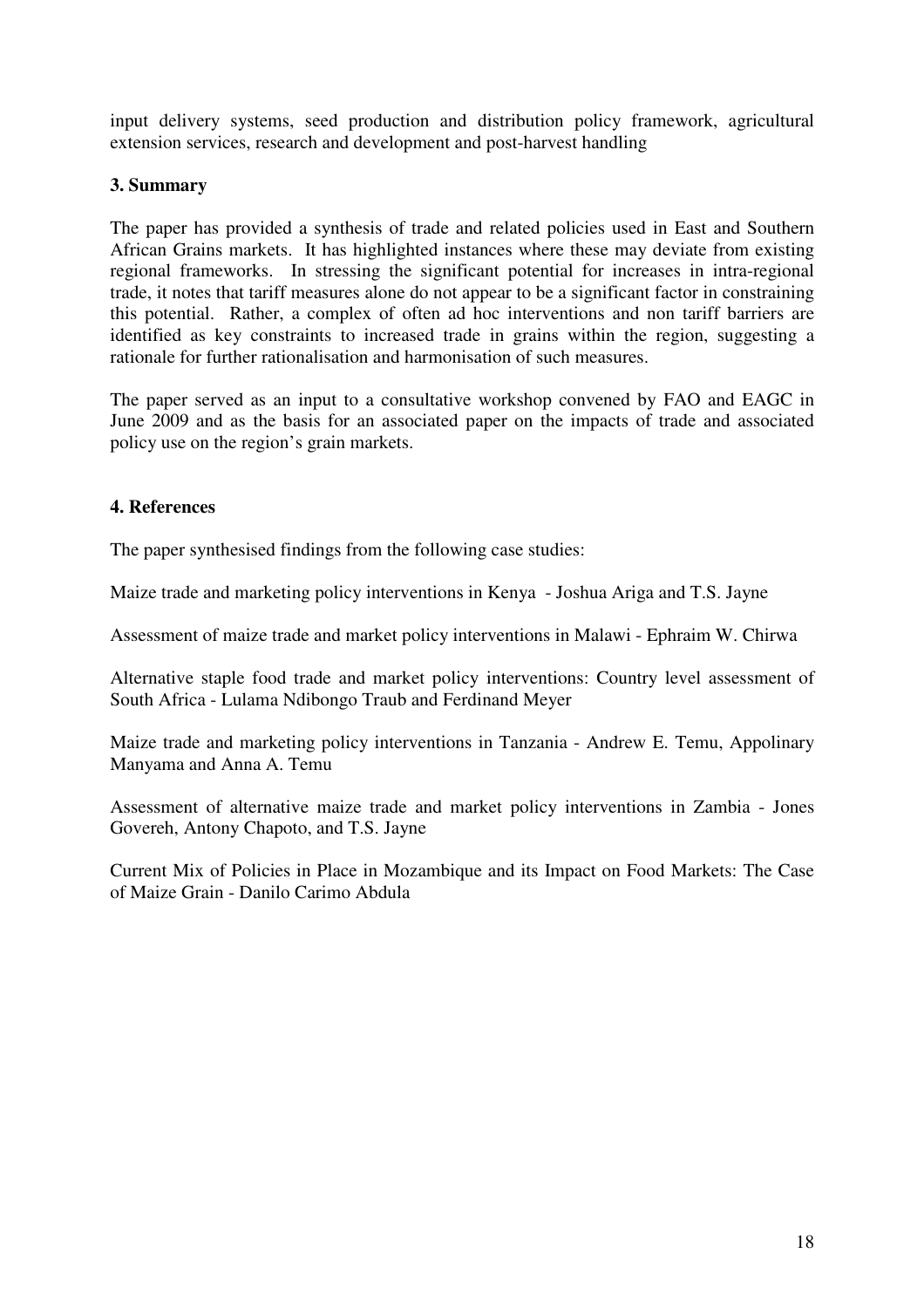input delivery systems, seed production and distribution policy framework, agricultural extension services, research and development and post-harvest handling

## 3. Summary

The paper has provided a synthesis of trade and related policies used in East and Southern African Grains markets. It has highlighted instances where these may deviate from existing regional frameworks. In stressing the significant potential for increases in intra-regional trade, it notes that tariff measures alone do not appear to be a significant factor in constraining this potential. Rather, a complex of often ad hoc interventions and non tariff barriers are identified as key constraints to increased trade in grains within the region, suggesting a rationale for further rationalisation and harmonisation of such measures.

The paper served as an input to a consultative workshop convened by FAO and EAGC in June 2009 and as the basis for an associated paper on the impacts of trade and associated policy use on the region's grain markets.

## 4. References

The paper synthesised findings from the following case studies:

Maize trade and marketing policy interventions in Kenya - Joshua Ariga and T.S. Jayne

Assessment of maize trade and market policy interventions in Malawi - Ephraim W. Chirwa

Alternative staple food trade and market policy interventions: Country level assessment of South Africa - Lulama Ndibongo Traub and Ferdinand Meyer

Maize trade and marketing policy interventions in Tanzania - Andrew E. Temu, Appolinary Manyama and Anna A. Temu

Assessment of alternative maize trade and market policy interventions in Zambia - Jones Govereh, Antony Chapoto, and T.S. Jayne

Current Mix of Policies in Place in Mozambique and its Impact on Food Markets: The Case of Maize Grain - Danilo Carimo Abdula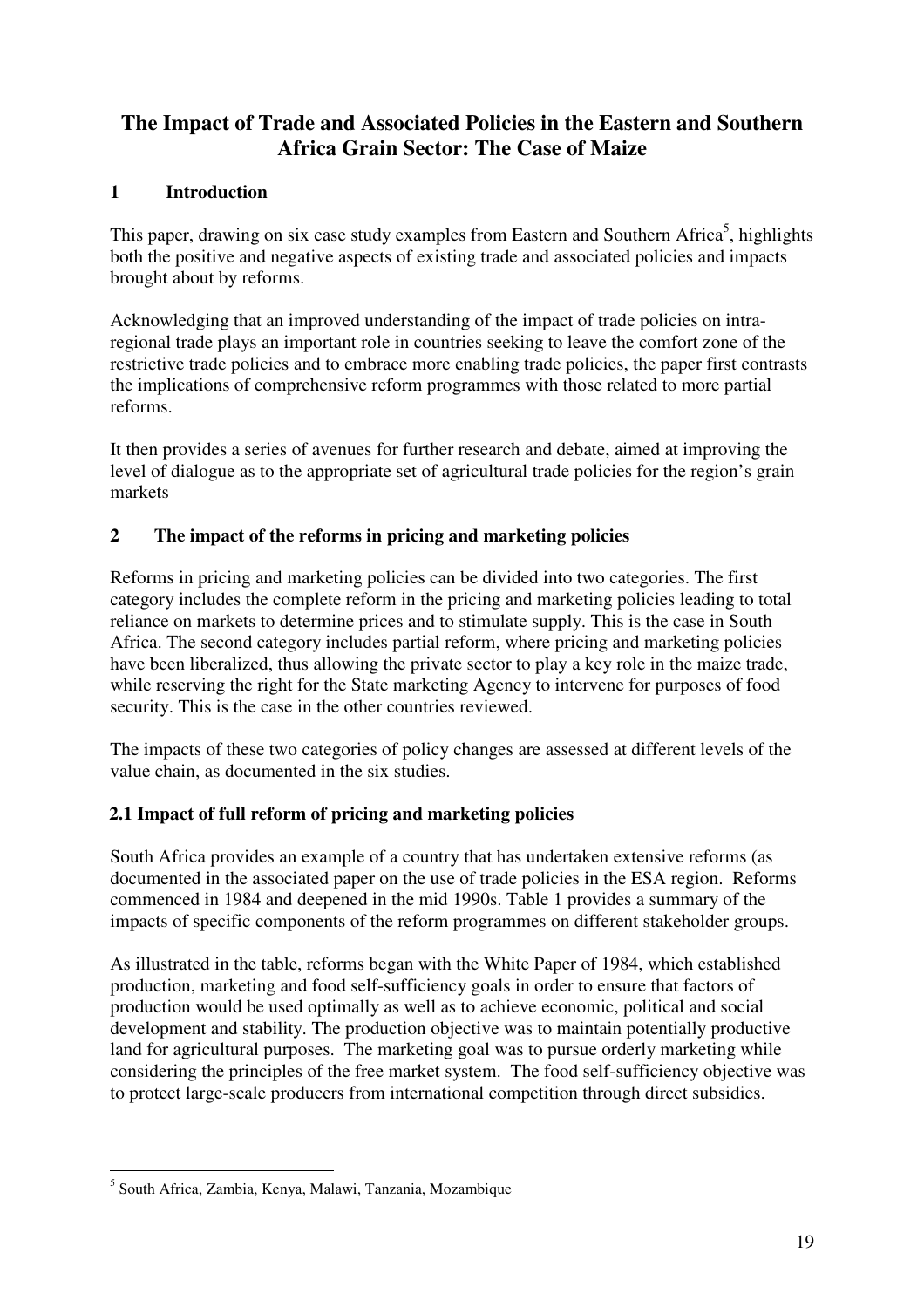# The Impact of Trade and Associated Policies in the Eastern and Southern Africa Grain Sector: The Case of Maize

## 1 Introduction

This paper, drawing on six case study examples from Eastern and Southern Africa[5], highlights both the positive and negative aspects of existing trade and associated policies and impacts brought about by reforms.

Acknowledging that an improved understanding of the impact of trade policies on intra-regional trade plays an important role in countries seeking to leave the comfort zone of the restrictive trade policies and to embrace more enabling trade policies, the paper first contrasts the implications of comprehensive reform programmes with those related to more partial reforms.

It then provides a series of avenues for further research and debate, aimed at improving the level of dialogue as to the appropriate set of agricultural trade policies for the region's grain markets

## 2 The impact of the reforms in pricing and marketing policies

Reforms in pricing and marketing policies can be divided into two categories. The first category includes the complete reform in the pricing and marketing policies leading to total reliance on markets to determine prices and to stimulate supply. This is the case in South Africa. The second category includes partial reform, where pricing and marketing policies have been liberalized, thus allowing the private sector to play a key role in the maize trade, while reserving the right for the State marketing Agency to intervene for purposes of food security. This is the case in the other countries reviewed.

The impacts of these two categories of policy changes are assessed at different levels of the value chain, as documented in the six studies.

### 2.1 Impact of full reform of pricing and marketing policies

South Africa provides an example of a country that has undertaken extensive reforms (as documented in the associated paper on the use of trade policies in the ESA region. Reforms commenced in 1984 and deepened in the mid 1990s. Table 1 provides a summary of the impacts of specific components of the reform programmes on different stakeholder groups.

As illustrated in the table, reforms began with the White Paper of 1984, which established production, marketing and food self-sufficiency goals in order to ensure that factors of production would be used optimally as well as to achieve economic, political and social development and stability. The production objective was to maintain potentially productive land for agricultural purposes. The marketing goal was to pursue orderly marketing while considering the principles of the free market system. The food self-sufficiency objective was to protect large-scale producers from international competition through direct subsidies.

[5] South Africa, Zambia, Kenya, Malawi, Tanzania, Mozambique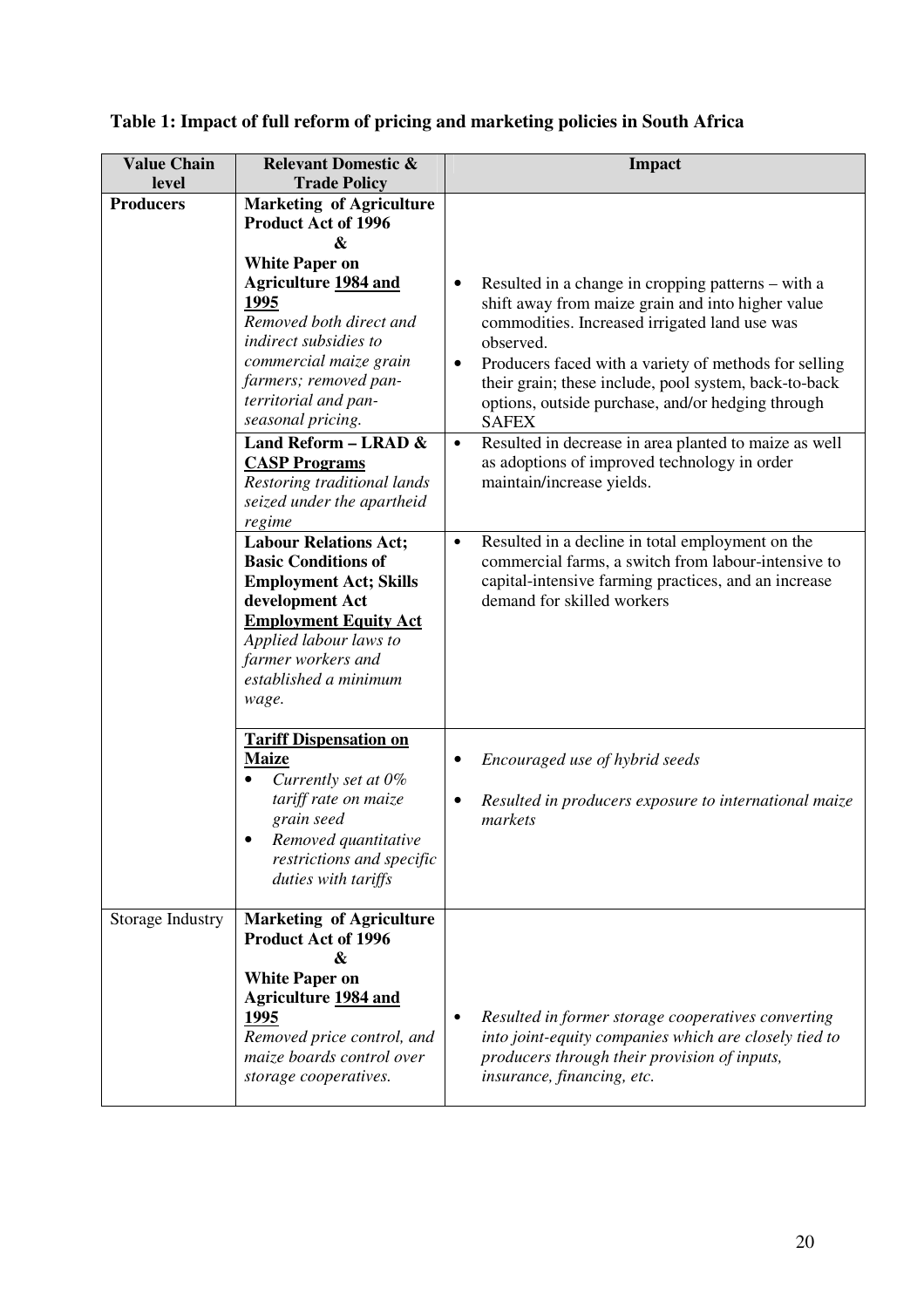**Table 1: Impact of full reform of pricing and marketing policies in South Africa**

| Value Chain level | Relevant Domestic & Trade Policy | Impact |
|---|---|---|
| **Producers** | **Marketing of Agriculture Product Act of 1996 & White Paper on Agriculture 1984 and 1995** *Removed both direct and indirect subsidies to commercial maize grain farmers; removed pan-territorial and pan-seasonal pricing.* | • Resulted in a change in cropping patterns – with a shift away from maize grain and into higher value commodities. Increased irrigated land use was observed. • Producers faced with a variety of methods for selling their grain; these include, pool system, back-to-back options, outside purchase, and/or hedging through SAFEX |
| | **Land Reform – LRAD & CASP Programs** *Restoring traditional lands seized under the apartheid regime* | • Resulted in decrease in area planted to maize as well as adoptions of improved technology in order maintain/increase yields. |
| | **Labour Relations Act; Basic Conditions of Employment Act; Skills development Act Employment Equity Act** *Applied labour laws to farmer workers and established a minimum wage.* | • Resulted in a decline in total employment on the commercial farms, a switch from labour-intensive to capital-intensive farming practices, and an increase demand for skilled workers |
| | **Tariff Dispensation on Maize** • *Currently set at 0% tariff rate on maize grain seed* • *Removed quantitative restrictions and specific duties with tariffs* | • *Encouraged use of hybrid seeds* • *Resulted in producers exposure to international maize markets* |
| Storage Industry | **Marketing of Agriculture Product Act of 1996 & White Paper on Agriculture 1984 and 1995** *Removed price control, and maize boards control over storage cooperatives.* | • *Resulted in former storage cooperatives converting into joint-equity companies which are closely tied to producers through their provision of inputs, insurance, financing, etc.* |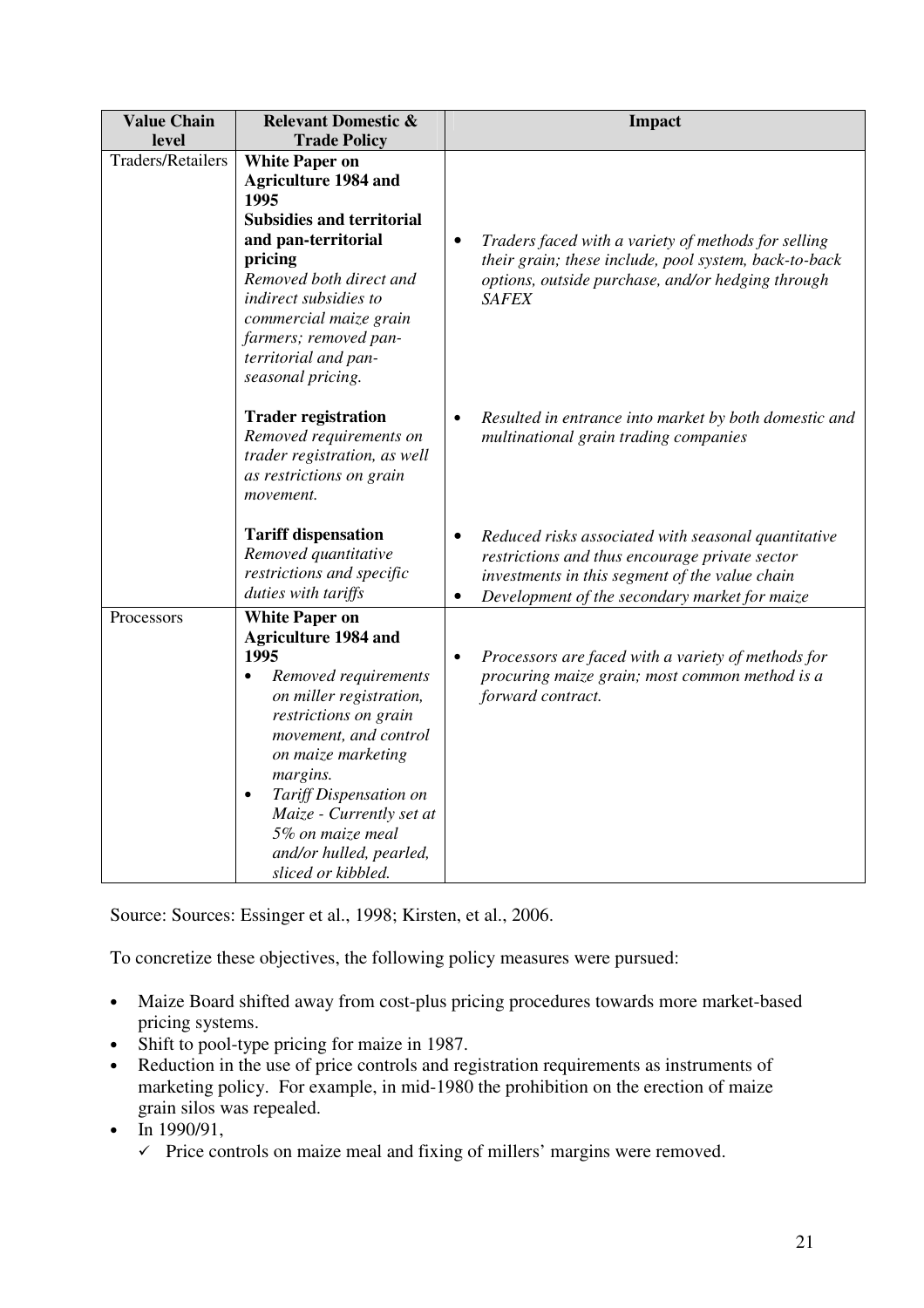| Value Chain level | Relevant Domestic & Trade Policy | Impact |
|---|---|---|
| Traders/Retailers | **White Paper on Agriculture 1984 and 1995** **Subsidies and territorial and pan-territorial pricing** *Removed both direct and indirect subsidies to commercial maize grain farmers; removed pan-territorial and pan-seasonal pricing.* | • *Traders faced with a variety of methods for selling their grain; these include, pool system, back-to-back options, outside purchase, and/or hedging through SAFEX* |
| | **Trader registration** *Removed requirements on trader registration, as well as restrictions on grain movement.* | • *Resulted in entrance into market by both domestic and multinational grain trading companies* |
| | **Tariff dispensation** *Removed quantitative restrictions and specific duties with tariffs* | • *Reduced risks associated with seasonal quantitative restrictions and thus encourage private sector investments in this segment of the value chain* • *Development of the secondary market for maize* |
| Processors | **White Paper on Agriculture 1984 and 1995** • *Removed requirements on miller registration, restrictions on grain movement, and control on maize marketing margins.* • *Tariff Dispensation on Maize - Currently set at 5% on maize meal and/or hulled, pearled, sliced or kibbled.* | • *Processors are faced with a variety of methods for procuring maize grain; most common method is a forward contract.* |

Source: Sources: Essinger et al., 1998; Kirsten, et al., 2006.

To concretize these objectives, the following policy measures were pursued:

- Maize Board shifted away from cost-plus pricing procedures towards more market-based pricing systems.
- Shift to pool-type pricing for maize in 1987.
- Reduction in the use of price controls and registration requirements as instruments of marketing policy. For example, in mid-1980 the prohibition on the erection of maize grain silos was repealed.
- In 1990/91,
  - ✓ Price controls on maize meal and fixing of millers' margins were removed.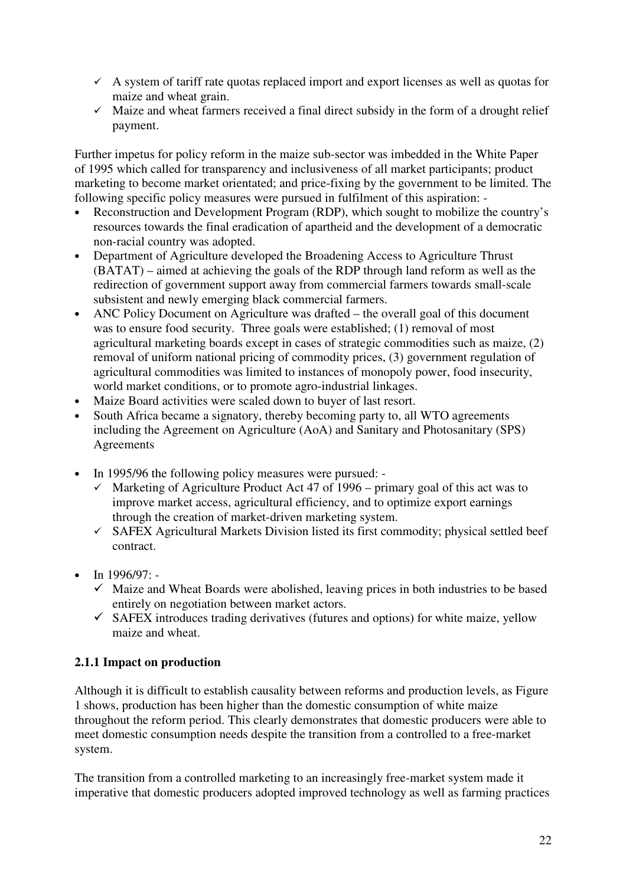- ✓ A system of tariff rate quotas replaced import and export licenses as well as quotas for maize and wheat grain.
- ✓ Maize and wheat farmers received a final direct subsidy in the form of a drought relief payment.

Further impetus for policy reform in the maize sub-sector was imbedded in the White Paper of 1995 which called for transparency and inclusiveness of all market participants; product marketing to become market orientated; and price-fixing by the government to be limited. The following specific policy measures were pursued in fulfilment of this aspiration: -

- Reconstruction and Development Program (RDP), which sought to mobilize the country's resources towards the final eradication of apartheid and the development of a democratic non-racial country was adopted.
- Department of Agriculture developed the Broadening Access to Agriculture Thrust (BATAT) – aimed at achieving the goals of the RDP through land reform as well as the redirection of government support away from commercial farmers towards small-scale subsistent and newly emerging black commercial farmers.
- ANC Policy Document on Agriculture was drafted – the overall goal of this document was to ensure food security. Three goals were established; (1) removal of most agricultural marketing boards except in cases of strategic commodities such as maize, (2) removal of uniform national pricing of commodity prices, (3) government regulation of agricultural commodities was limited to instances of monopoly power, food insecurity, world market conditions, or to promote agro-industrial linkages.
- Maize Board activities were scaled down to buyer of last resort.
- South Africa became a signatory, thereby becoming party to, all WTO agreements including the Agreement on Agriculture (AoA) and Sanitary and Photosanitary (SPS) Agreements

- In 1995/96 the following policy measures were pursued: -
  - ✓ Marketing of Agriculture Product Act 47 of 1996 – primary goal of this act was to improve market access, agricultural efficiency, and to optimize export earnings through the creation of market-driven marketing system.
  - ✓ SAFEX Agricultural Markets Division listed its first commodity; physical settled beef contract.

- In 1996/97: -
  - ✓ Maize and Wheat Boards were abolished, leaving prices in both industries to be based entirely on negotiation between market actors.
  - ✓ SAFEX introduces trading derivatives (futures and options) for white maize, yellow maize and wheat.

### 2.1.1 Impact on production

Although it is difficult to establish causality between reforms and production levels, as Figure 1 shows, production has been higher than the domestic consumption of white maize throughout the reform period. This clearly demonstrates that domestic producers were able to meet domestic consumption needs despite the transition from a controlled to a free-market system.

The transition from a controlled marketing to an increasingly free-market system made it imperative that domestic producers adopted improved technology as well as farming practices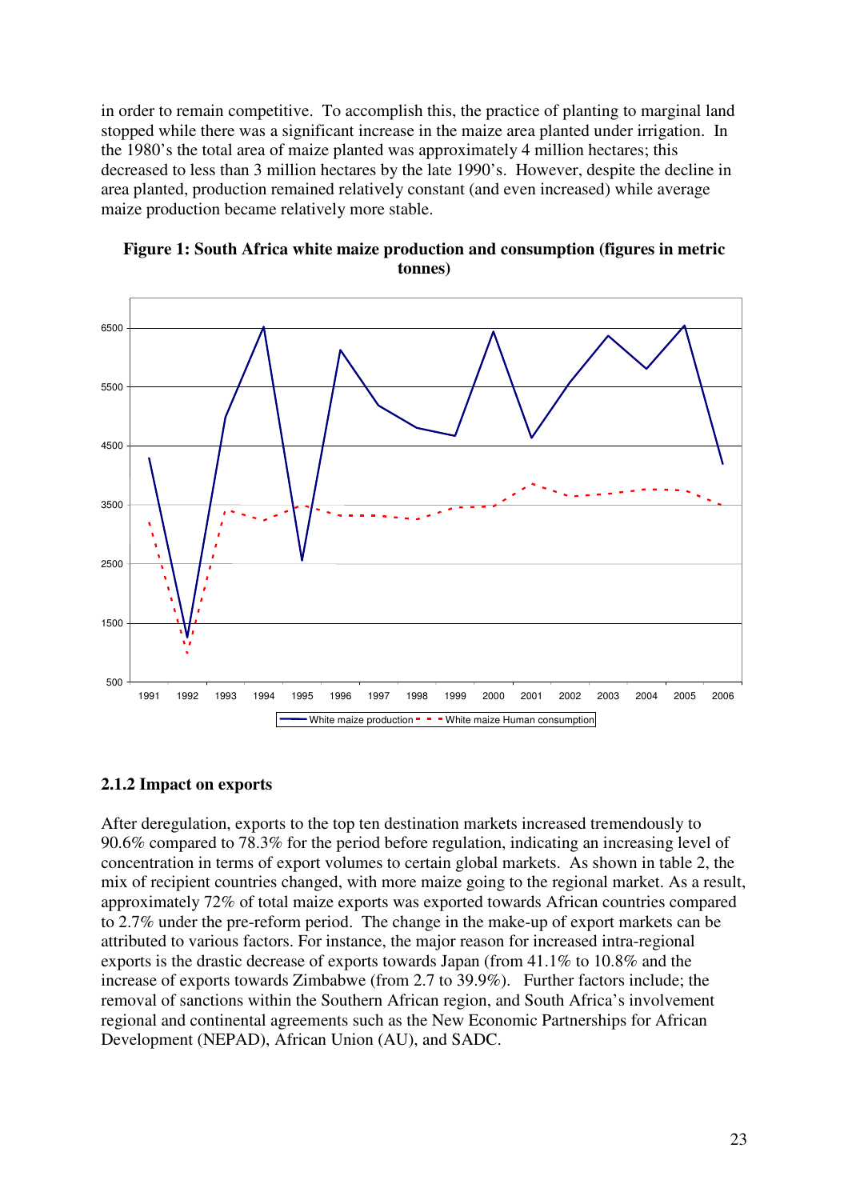in order to remain competitive. To accomplish this, the practice of planting to marginal land stopped while there was a significant increase in the maize area planted under irrigation. In the 1980's the total area of maize planted was approximately 4 million hectares; this decreased to less than 3 million hectares by the late 1990's. However, despite the decline in area planted, production remained relatively constant (and even increased) while average maize production became relatively more stable.

**Figure 1: South Africa white maize production and consumption (figures in metric tonnes)**

### 2.1.2 Impact on exports

After deregulation, exports to the top ten destination markets increased tremendously to 90.6% compared to 78.3% for the period before regulation, indicating an increasing level of concentration in terms of export volumes to certain global markets. As shown in table 2, the mix of recipient countries changed, with more maize going to the regional market. As a result, approximately 72% of total maize exports was exported towards African countries compared to 2.7% under the pre-reform period. The change in the make-up of export markets can be attributed to various factors. For instance, the major reason for increased intra-regional exports is the drastic decrease of exports towards Japan (from 41.1% to 10.8% and the increase of exports towards Zimbabwe (from 2.7 to 39.9%). Further factors include; the removal of sanctions within the Southern African region, and South Africa's involvement regional and continental agreements such as the New Economic Partnerships for African Development (NEPAD), African Union (AU), and SADC.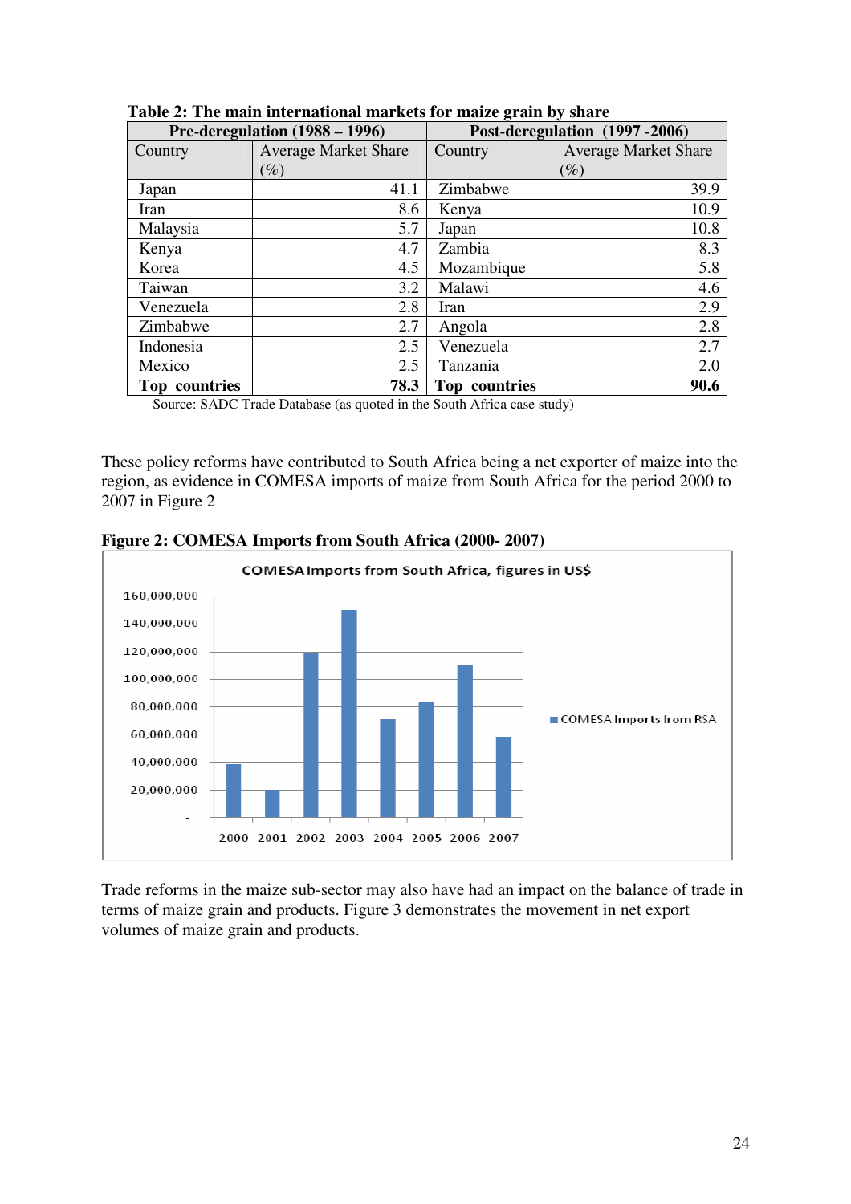**Table 2: The main international markets for maize grain by share**

| Pre-deregulation (1988 – 1996) | | Post-deregulation (1997 -2006) | |
|---|---|---|---|
| Country | Average Market Share (%) | Country | Average Market Share (%) |
| Japan | 41.1 | Zimbabwe | 39.9 |
| Iran | 8.6 | Kenya | 10.9 |
| Malaysia | 5.7 | Japan | 10.8 |
| Kenya | 4.7 | Zambia | 8.3 |
| Korea | 4.5 | Mozambique | 5.8 |
| Taiwan | 3.2 | Malawi | 4.6 |
| Venezuela | 2.8 | Iran | 2.9 |
| Zimbabwe | 2.7 | Angola | 2.8 |
| Indonesia | 2.5 | Venezuela | 2.7 |
| Mexico | 2.5 | Tanzania | 2.0 |
| **Top countries** | **78.3** | **Top countries** | **90.6** |

Source: SADC Trade Database (as quoted in the South Africa case study)

These policy reforms have contributed to South Africa being a net exporter of maize into the region, as evidence in COMESA imports of maize from South Africa for the period 2000 to 2007 in Figure 2

**Figure 2: COMESA Imports from South Africa (2000- 2007)**

Trade reforms in the maize sub-sector may also have had an impact on the balance of trade in terms of maize grain and products. Figure 3 demonstrates the movement in net export volumes of maize grain and products.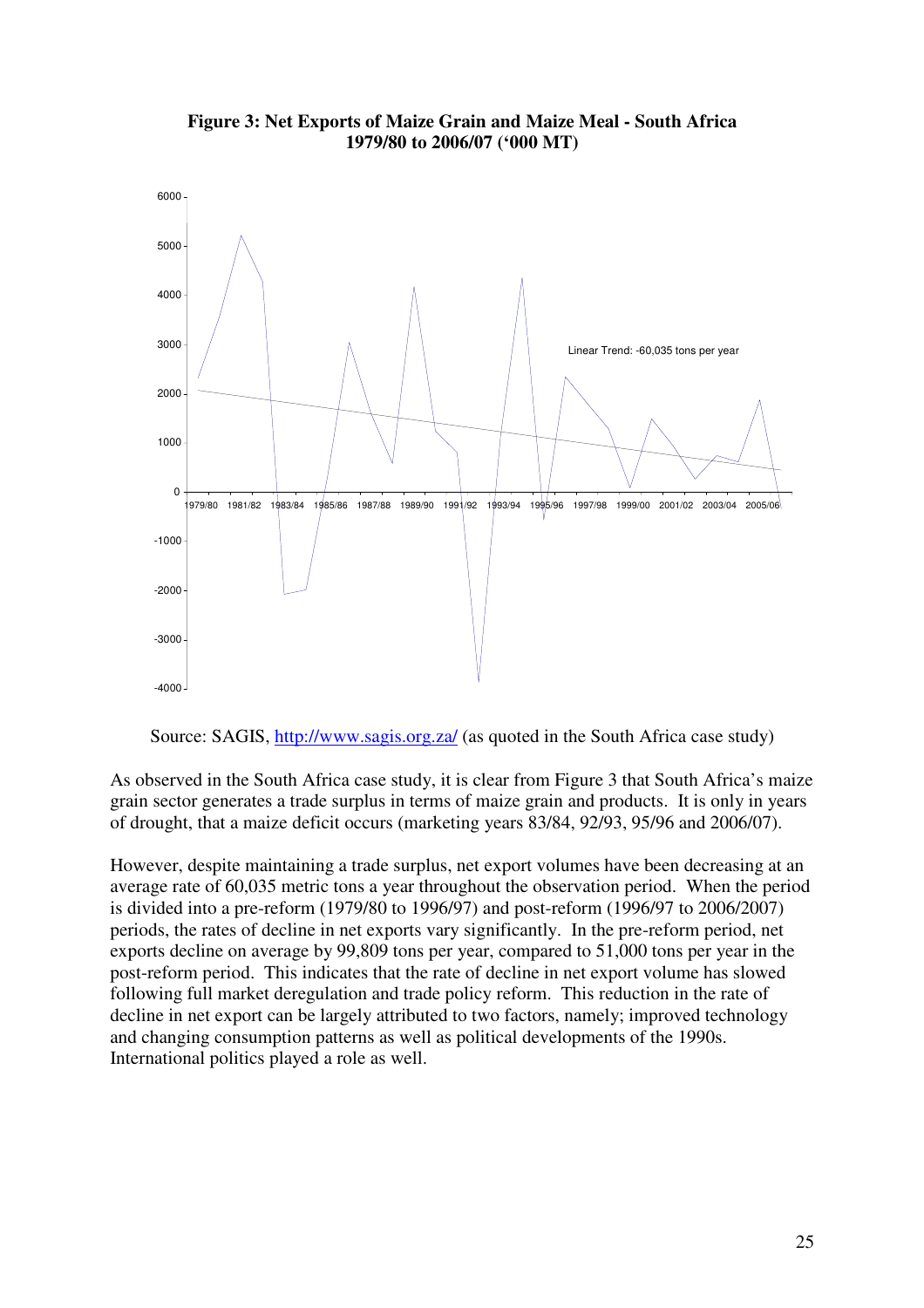**Figure 3: Net Exports of Maize Grain and Maize Meal - South Africa 1979/80 to 2006/07 ('000 MT)**

Source: SAGIS, http://www.sagis.org.za/ (as quoted in the South Africa case study)

As observed in the South Africa case study, it is clear from Figure 3 that South Africa's maize grain sector generates a trade surplus in terms of maize grain and products. It is only in years of drought, that a maize deficit occurs (marketing years 83/84, 92/93, 95/96 and 2006/07).

However, despite maintaining a trade surplus, net export volumes have been decreasing at an average rate of 60,035 metric tons a year throughout the observation period. When the period is divided into a pre-reform (1979/80 to 1996/97) and post-reform (1996/97 to 2006/2007) periods, the rates of decline in net exports vary significantly. In the pre-reform period, net exports decline on average by 99,809 tons per year, compared to 51,000 tons per year in the post-reform period. This indicates that the rate of decline in net export volume has slowed following full market deregulation and trade policy reform. This reduction in the rate of decline in net export can be largely attributed to two factors, namely; improved technology and changing consumption patterns as well as political developments of the 1990s. International politics played a role as well.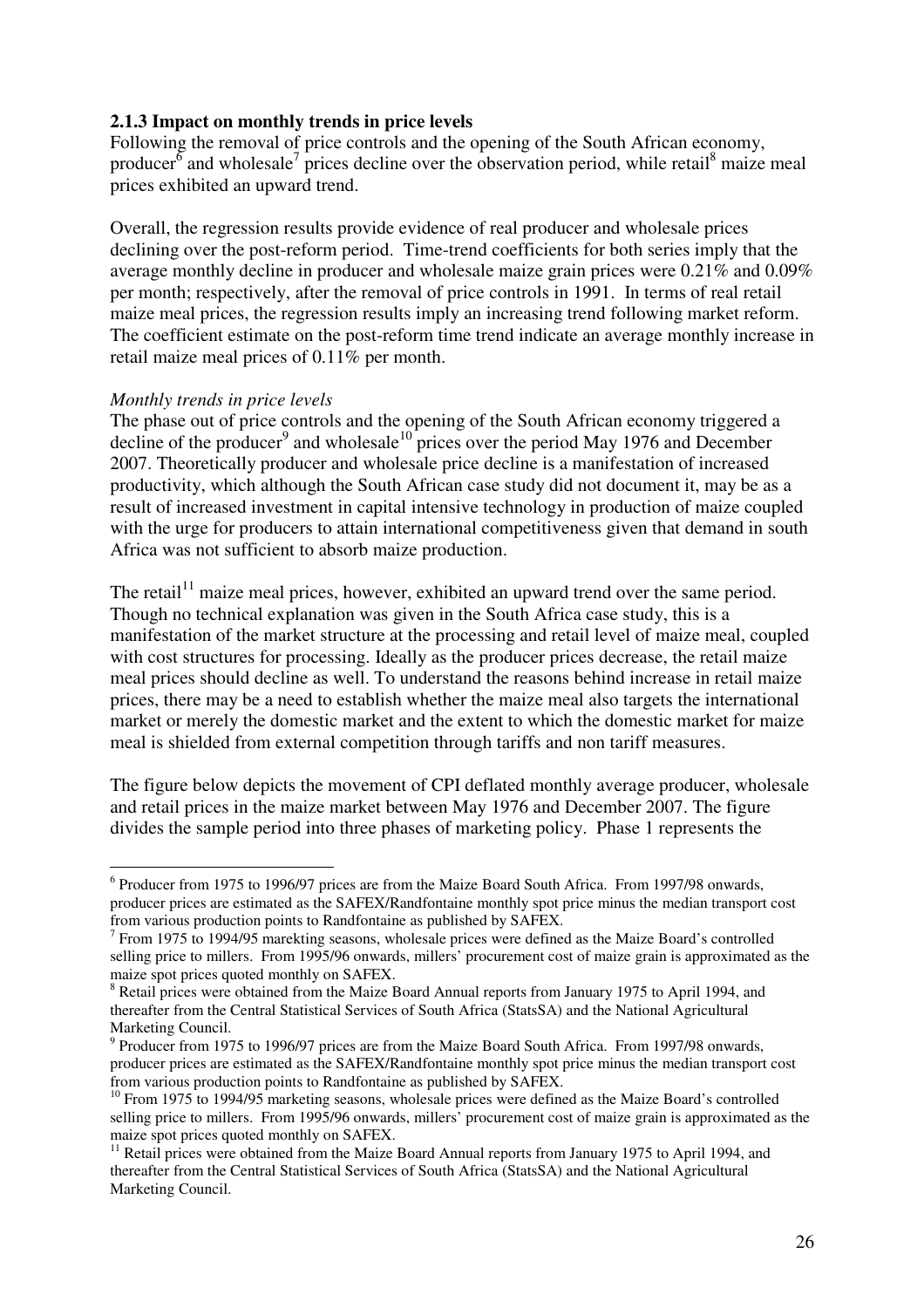### 2.1.3 Impact on monthly trends in price levels

Following the removal of price controls and the opening of the South African economy, producer[6] and wholesale[7] prices decline over the observation period, while retail[8] maize meal prices exhibited an upward trend.

Overall, the regression results provide evidence of real producer and wholesale prices declining over the post-reform period. Time-trend coefficients for both series imply that the average monthly decline in producer and wholesale maize grain prices were 0.21% and 0.09% per month; respectively, after the removal of price controls in 1991. In terms of real retail maize meal prices, the regression results imply an increasing trend following market reform. The coefficient estimate on the post-reform time trend indicate an average monthly increase in retail maize meal prices of 0.11% per month.

*Monthly trends in price levels*

The phase out of price controls and the opening of the South African economy triggered a decline of the producer[9] and wholesale[10] prices over the period May 1976 and December 2007. Theoretically producer and wholesale price decline is a manifestation of increased productivity, which although the South African case study did not document it, may be as a result of increased investment in capital intensive technology in production of maize coupled with the urge for producers to attain international competitiveness given that demand in south Africa was not sufficient to absorb maize production.

The retail[11] maize meal prices, however, exhibited an upward trend over the same period. Though no technical explanation was given in the South Africa case study, this is a manifestation of the market structure at the processing and retail level of maize meal, coupled with cost structures for processing. Ideally as the producer prices decrease, the retail maize meal prices should decline as well. To understand the reasons behind increase in retail maize prices, there may be a need to establish whether the maize meal also targets the international market or merely the domestic market and the extent to which the domestic market for maize meal is shielded from external competition through tariffs and non tariff measures.

The figure below depicts the movement of CPI deflated monthly average producer, wholesale and retail prices in the maize market between May 1976 and December 2007. The figure divides the sample period into three phases of marketing policy. Phase 1 represents the

---

[6] Producer from 1975 to 1996/97 prices are from the Maize Board South Africa. From 1997/98 onwards, producer prices are estimated as the SAFEX/Randfontaine monthly spot price minus the median transport cost from various production points to Randfontaine as published by SAFEX.

[7] From 1975 to 1994/95 marekting seasons, wholesale prices were defined as the Maize Board's controlled selling price to millers. From 1995/96 onwards, millers' procurement cost of maize grain is approximated as the maize spot prices quoted monthly on SAFEX.

[8] Retail prices were obtained from the Maize Board Annual reports from January 1975 to April 1994, and thereafter from the Central Statistical Services of South Africa (StatsSA) and the National Agricultural Marketing Council.

[9] Producer from 1975 to 1996/97 prices are from the Maize Board South Africa. From 1997/98 onwards, producer prices are estimated as the SAFEX/Randfontaine monthly spot price minus the median transport cost from various production points to Randfontaine as published by SAFEX.

[10] From 1975 to 1994/95 marketing seasons, wholesale prices were defined as the Maize Board's controlled selling price to millers. From 1995/96 onwards, millers' procurement cost of maize grain is approximated as the maize spot prices quoted monthly on SAFEX.

[11] Retail prices were obtained from the Maize Board Annual reports from January 1975 to April 1994, and thereafter from the Central Statistical Services of South Africa (StatsSA) and the National Agricultural Marketing Council.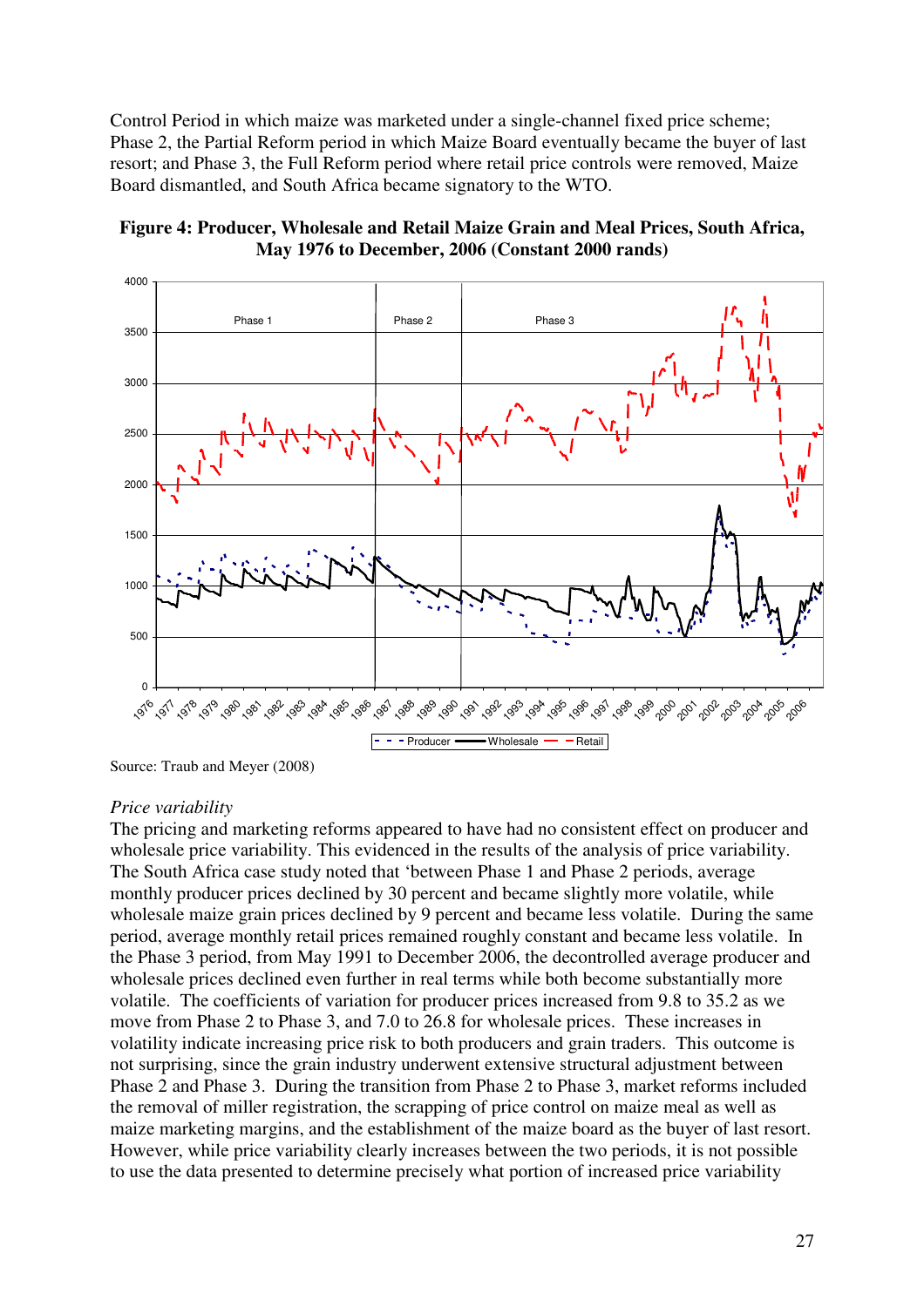Control Period in which maize was marketed under a single-channel fixed price scheme; Phase 2, the Partial Reform period in which Maize Board eventually became the buyer of last resort; and Phase 3, the Full Reform period where retail price controls were removed, Maize Board dismantled, and South Africa became signatory to the WTO.

**Figure 4: Producer, Wholesale and Retail Maize Grain and Meal Prices, South Africa, May 1976 to December, 2006 (Constant 2000 rands)**

Source: Traub and Meyer (2008)

*Price variability*

The pricing and marketing reforms appeared to have had no consistent effect on producer and wholesale price variability. This evidenced in the results of the analysis of price variability. The South Africa case study noted that 'between Phase 1 and Phase 2 periods, average monthly producer prices declined by 30 percent and became slightly more volatile, while wholesale maize grain prices declined by 9 percent and became less volatile. During the same period, average monthly retail prices remained roughly constant and became less volatile. In the Phase 3 period, from May 1991 to December 2006, the decontrolled average producer and wholesale prices declined even further in real terms while both become substantially more volatile. The coefficients of variation for producer prices increased from 9.8 to 35.2 as we move from Phase 2 to Phase 3, and 7.0 to 26.8 for wholesale prices. These increases in volatility indicate increasing price risk to both producers and grain traders. This outcome is not surprising, since the grain industry underwent extensive structural adjustment between Phase 2 and Phase 3. During the transition from Phase 2 to Phase 3, market reforms included the removal of miller registration, the scrapping of price control on maize meal as well as maize marketing margins, and the establishment of the maize board as the buyer of last resort. However, while price variability clearly increases between the two periods, it is not possible to use the data presented to determine precisely what portion of increased price variability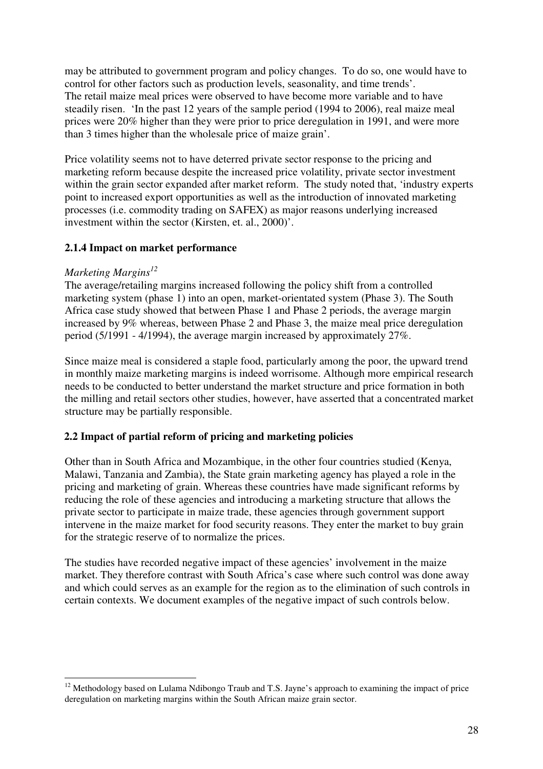may be attributed to government program and policy changes. To do so, one would have to control for other factors such as production levels, seasonality, and time trends'.
The retail maize meal prices were observed to have become more variable and to have steadily risen. 'In the past 12 years of the sample period (1994 to 2006), real maize meal prices were 20% higher than they were prior to price deregulation in 1991, and were more than 3 times higher than the wholesale price of maize grain'.

Price volatility seems not to have deterred private sector response to the pricing and marketing reform because despite the increased price volatility, private sector investment within the grain sector expanded after market reform. The study noted that, 'industry experts point to increased export opportunities as well as the introduction of innovated marketing processes (i.e. commodity trading on SAFEX) as major reasons underlying increased investment within the sector (Kirsten, et. al., 2000)'.

### 2.1.4 Impact on market performance

*Marketing Margins*[12]

The average/retailing margins increased following the policy shift from a controlled marketing system (phase 1) into an open, market-orientated system (Phase 3). The South Africa case study showed that between Phase 1 and Phase 2 periods, the average margin increased by 9% whereas, between Phase 2 and Phase 3, the maize meal price deregulation period (5/1991 - 4/1994), the average margin increased by approximately 27%.

Since maize meal is considered a staple food, particularly among the poor, the upward trend in monthly maize marketing margins is indeed worrisome. Although more empirical research needs to be conducted to better understand the market structure and price formation in both the milling and retail sectors other studies, however, have asserted that a concentrated market structure may be partially responsible.

## 2.2 Impact of partial reform of pricing and marketing policies

Other than in South Africa and Mozambique, in the other four countries studied (Kenya, Malawi, Tanzania and Zambia), the State grain marketing agency has played a role in the pricing and marketing of grain. Whereas these countries have made significant reforms by reducing the role of these agencies and introducing a marketing structure that allows the private sector to participate in maize trade, these agencies through government support intervene in the maize market for food security reasons. They enter the market to buy grain for the strategic reserve of to normalize the prices.

The studies have recorded negative impact of these agencies' involvement in the maize market. They therefore contrast with South Africa's case where such control was done away and which could serves as an example for the region as to the elimination of such controls in certain contexts. We document examples of the negative impact of such controls below.

---

[12] Methodology based on Lulama Ndibongo Traub and T.S. Jayne's approach to examining the impact of price deregulation on marketing margins within the South African maize grain sector.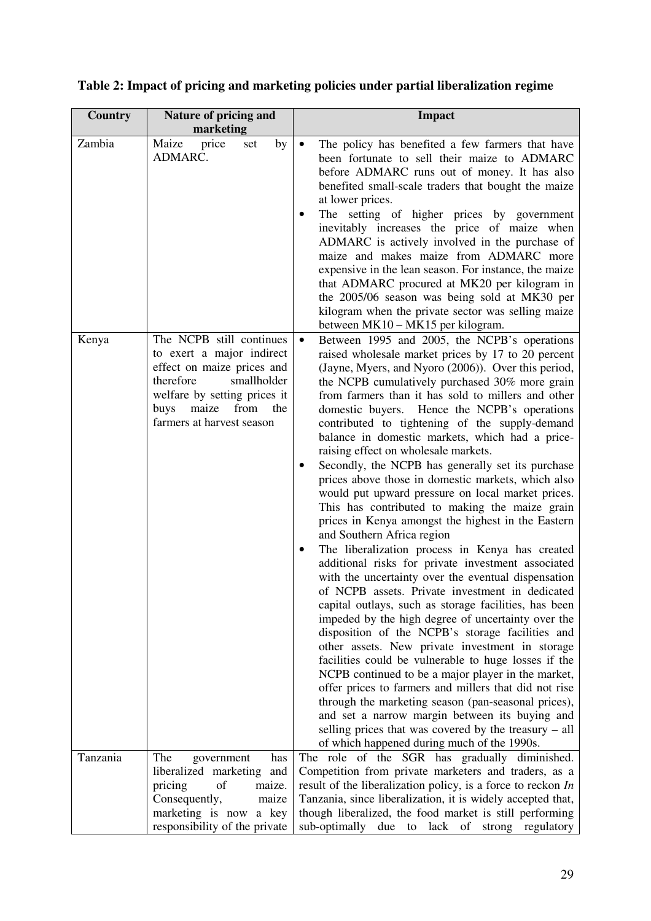**Table 2: Impact of pricing and marketing policies under partial liberalization regime**

| Country | Nature of pricing and marketing | Impact |
|---|---|---|
| Zambia | Maize price set by ADMARC. | • The policy has benefited a few farmers that have been fortunate to sell their maize to ADMARC before ADMARC runs out of money. It has also benefited small-scale traders that bought the maize at lower prices.<br>• The setting of higher prices by government inevitably increases the price of maize when ADMARC is actively involved in the purchase of maize and makes maize from ADMARC more expensive in the lean season. For instance, the maize that ADMARC procured at MK20 per kilogram in the 2005/06 season was being sold at MK30 per kilogram when the private sector was selling maize between MK10 – MK15 per kilogram. |
| Kenya | The NCPB still continues to exert a major indirect effect on maize prices and therefore smallholder welfare by setting prices it buys maize from the farmers at harvest season | • Between 1995 and 2005, the NCPB's operations raised wholesale market prices by 17 to 20 percent (Jayne, Myers, and Nyoro (2006)). Over this period, the NCPB cumulatively purchased 30% more grain from farmers than it has sold to millers and other domestic buyers. Hence the NCPB's operations contributed to tightening of the supply-demand balance in domestic markets, which had a price-raising effect on wholesale markets.<br>• Secondly, the NCPB has generally set its purchase prices above those in domestic markets, which also would put upward pressure on local market prices. This has contributed to making the maize grain prices in Kenya amongst the highest in the Eastern and Southern Africa region<br>• The liberalization process in Kenya has created additional risks for private investment associated with the uncertainty over the eventual dispensation of NCPB assets. Private investment in dedicated capital outlays, such as storage facilities, has been impeded by the high degree of uncertainty over the disposition of the NCPB's storage facilities and other assets. New private investment in storage facilities could be vulnerable to huge losses if the NCPB continued to be a major player in the market, offer prices to farmers and millers that did not rise through the marketing season (pan-seasonal prices), and set a narrow margin between its buying and selling prices that was covered by the treasury – all of which happened during much of the 1990s. |
| Tanzania | The government has liberalized marketing and pricing of maize. Consequently, maize marketing is now a key responsibility of the private | The role of the SGR has gradually diminished. Competition from private marketers and traders, as a result of the liberalization policy, is a force to reckon *In* Tanzania, since liberalization, it is widely accepted that, though liberalized, the food market is still performing sub-optimally due to lack of strong regulatory |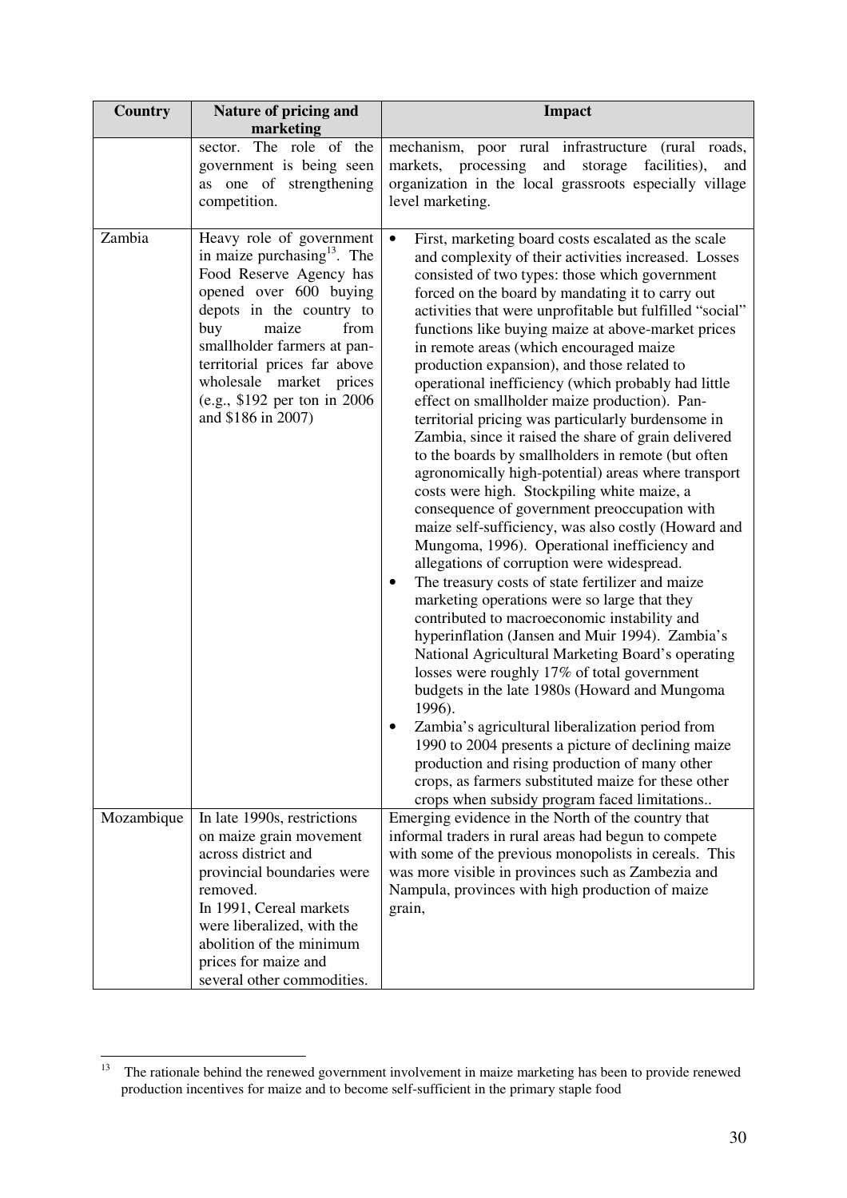| Country | Nature of pricing and marketing | Impact |
|---|---|---|
| | sector. The role of the government is being seen as one of strengthening competition. | mechanism, poor rural infrastructure (rural roads, markets, processing and storage facilities), and organization in the local grassroots especially village level marketing. |
| Zambia | Heavy role of government in maize purchasing[13]. The Food Reserve Agency has opened over 600 buying depots in the country to buy maize from smallholder farmers at pan-territorial prices far above wholesale market prices (e.g., $192 per ton in 2006 and $186 in 2007) | • First, marketing board costs escalated as the scale and complexity of their activities increased. Losses consisted of two types: those which government forced on the board by mandating it to carry out activities that were unprofitable but fulfilled "social" functions like buying maize at above-market prices in remote areas (which encouraged maize production expansion), and those related to operational inefficiency (which probably had little effect on smallholder maize production). Pan-territorial pricing was particularly burdensome in Zambia, since it raised the share of grain delivered to the boards by smallholders in remote (but often agronomically high-potential) areas where transport costs were high. Stockpiling white maize, a consequence of government preoccupation with maize self-sufficiency, was also costly (Howard and Mungoma, 1996). Operational inefficiency and allegations of corruption were widespread.<br>• The treasury costs of state fertilizer and maize marketing operations were so large that they contributed to macroeconomic instability and hyperinflation (Jansen and Muir 1994). Zambia's National Agricultural Marketing Board's operating losses were roughly 17% of total government budgets in the late 1980s (Howard and Mungoma 1996).<br>• Zambia's agricultural liberalization period from 1990 to 2004 presents a picture of declining maize production and rising production of many other crops, as farmers substituted maize for these other crops when subsidy program faced limitations.. |
| Mozambique | In late 1990s, restrictions on maize grain movement across district and provincial boundaries were removed.<br>In 1991, Cereal markets were liberalized, with the abolition of the minimum prices for maize and several other commodities. | Emerging evidence in the North of the country that informal traders in rural areas had begun to compete with some of the previous monopolists in cereals. This was more visible in provinces such as Zambezia and Nampula, provinces with high production of maize grain, |

[13] The rationale behind the renewed government involvement in maize marketing has been to provide renewed production incentives for maize and to become self-sufficient in the primary staple food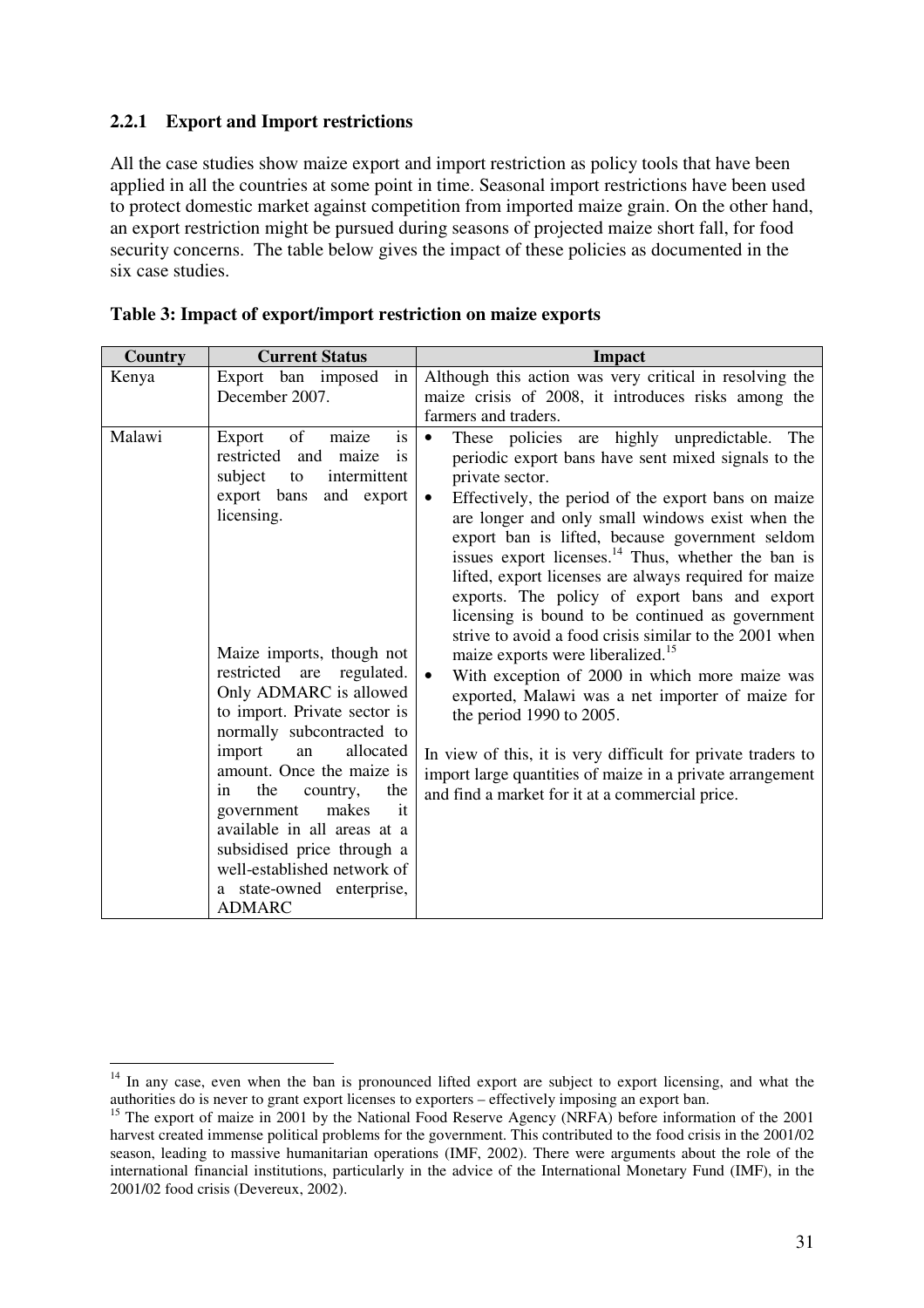### 2.2.1 Export and Import restrictions

All the case studies show maize export and import restriction as policy tools that have been applied in all the countries at some point in time. Seasonal import restrictions have been used to protect domestic market against competition from imported maize grain. On the other hand, an export restriction might be pursued during seasons of projected maize short fall, for food security concerns. The table below gives the impact of these policies as documented in the six case studies.

**Table 3: Impact of export/import restriction on maize exports**

| Country | Current Status | Impact |
|---|---|---|
| Kenya | Export ban imposed in December 2007. | Although this action was very critical in resolving the maize crisis of 2008, it introduces risks among the farmers and traders. |
| Malawi | Export of maize is restricted and maize is subject to intermittent export bans and export licensing.<br><br>Maize imports, though not restricted are regulated. Only ADMARC is allowed to import. Private sector is normally subcontracted to import an allocated amount. Once the maize is in the country, the government makes it available in all areas at a subsidised price through a well-established network of a state-owned enterprise, ADMARC | • These policies are highly unpredictable. The periodic export bans have sent mixed signals to the private sector.<br>• Effectively, the period of the export bans on maize are longer and only small windows exist when the export ban is lifted, because government seldom issues export licenses.[14] Thus, whether the ban is lifted, export licenses are always required for maize exports. The policy of export bans and export licensing is bound to be continued as government strive to avoid a food crisis similar to the 2001 when maize exports were liberalized.[15]<br>• With exception of 2000 in which more maize was exported, Malawi was a net importer of maize for the period 1990 to 2005.<br><br>In view of this, it is very difficult for private traders to import large quantities of maize in a private arrangement and find a market for it at a commercial price. |

[14] In any case, even when the ban is pronounced lifted export are subject to export licensing, and what the authorities do is never to grant export licenses to exporters – effectively imposing an export ban.

[15] The export of maize in 2001 by the National Food Reserve Agency (NRFA) before information of the 2001 harvest created immense political problems for the government. This contributed to the food crisis in the 2001/02 season, leading to massive humanitarian operations (IMF, 2002). There were arguments about the role of the international financial institutions, particularly in the advice of the International Monetary Fund (IMF), in the 2001/02 food crisis (Devereux, 2002).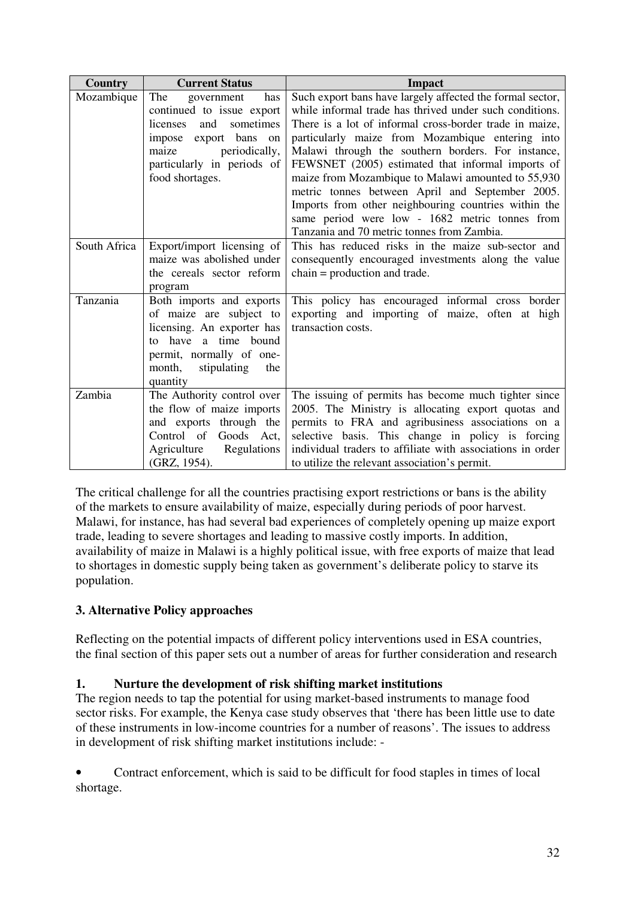| Country | Current Status | Impact |
|---|---|---|
| Mozambique | The government has continued to issue export licenses and sometimes impose export bans on maize periodically, particularly in periods of food shortages. | Such export bans have largely affected the formal sector, while informal trade has thrived under such conditions. There is a lot of informal cross-border trade in maize, particularly maize from Mozambique entering into Malawi through the southern borders. For instance, FEWSNET (2005) estimated that informal imports of maize from Mozambique to Malawi amounted to 55,930 metric tonnes between April and September 2005. Imports from other neighbouring countries within the same period were low - 1682 metric tonnes from Tanzania and 70 metric tonnes from Zambia. |
| South Africa | Export/import licensing of maize was abolished under the cereals sector reform program | This has reduced risks in the maize sub-sector and consequently encouraged investments along the value chain = production and trade. |
| Tanzania | Both imports and exports of maize are subject to licensing. An exporter has to have a time bound permit, normally of one-month, stipulating the quantity | This policy has encouraged informal cross border exporting and importing of maize, often at high transaction costs. |
| Zambia | The Authority control over the flow of maize imports and exports through the Control of Goods Act, Agriculture Regulations (GRZ, 1954). | The issuing of permits has become much tighter since 2005. The Ministry is allocating export quotas and permits to FRA and agribusiness associations on a selective basis. This change in policy is forcing individual traders to affiliate with associations in order to utilize the relevant association's permit. |

The critical challenge for all the countries practising export restrictions or bans is the ability of the markets to ensure availability of maize, especially during periods of poor harvest. Malawi, for instance, has had several bad experiences of completely opening up maize export trade, leading to severe shortages and leading to massive costly imports. In addition, availability of maize in Malawi is a highly political issue, with free exports of maize that lead to shortages in domestic supply being taken as government's deliberate policy to starve its population.

## 3. Alternative Policy approaches

Reflecting on the potential impacts of different policy interventions used in ESA countries, the final section of this paper sets out a number of areas for further consideration and research

### 1. Nurture the development of risk shifting market institutions

The region needs to tap the potential for using market-based instruments to manage food sector risks. For example, the Kenya case study observes that 'there has been little use to date of these instruments in low-income countries for a number of reasons'. The issues to address in development of risk shifting market institutions include: -

- Contract enforcement, which is said to be difficult for food staples in times of local shortage.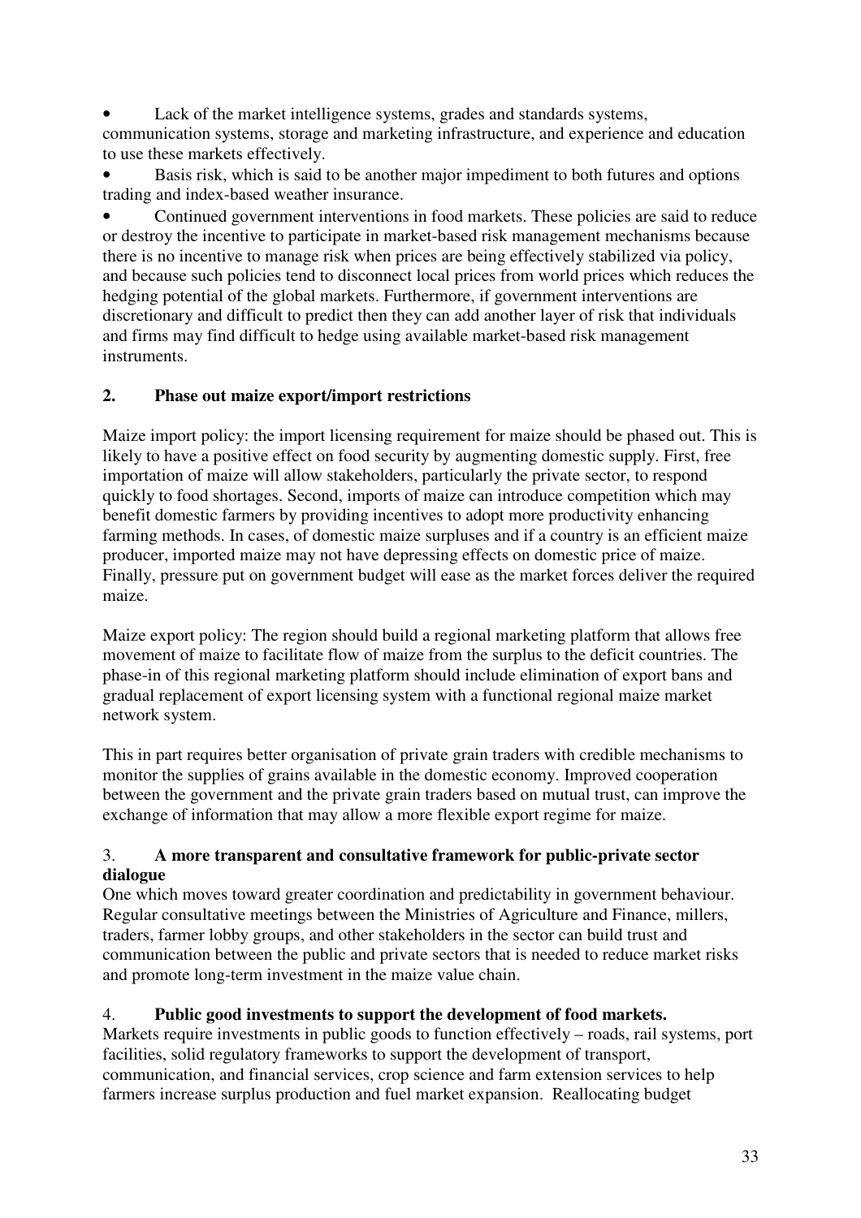- Lack of the market intelligence systems, grades and standards systems, communication systems, storage and marketing infrastructure, and experience and education to use these markets effectively.
- Basis risk, which is said to be another major impediment to both futures and options trading and index-based weather insurance.
- Continued government interventions in food markets. These policies are said to reduce or destroy the incentive to participate in market-based risk management mechanisms because there is no incentive to manage risk when prices are being effectively stabilized via policy, and because such policies tend to disconnect local prices from world prices which reduces the hedging potential of the global markets. Furthermore, if government interventions are discretionary and difficult to predict then they can add another layer of risk that individuals and firms may find difficult to hedge using available market-based risk management instruments.

## 2. Phase out maize export/import restrictions

Maize import policy: the import licensing requirement for maize should be phased out. This is likely to have a positive effect on food security by augmenting domestic supply. First, free importation of maize will allow stakeholders, particularly the private sector, to respond quickly to food shortages. Second, imports of maize can introduce competition which may benefit domestic farmers by providing incentives to adopt more productivity enhancing farming methods. In cases, of domestic maize surpluses and if a country is an efficient maize producer, imported maize may not have depressing effects on domestic price of maize. Finally, pressure put on government budget will ease as the market forces deliver the required maize.

Maize export policy: The region should build a regional marketing platform that allows free movement of maize to facilitate flow of maize from the surplus to the deficit countries. The phase-in of this regional marketing platform should include elimination of export bans and gradual replacement of export licensing system with a functional regional maize market network system.

This in part requires better organisation of private grain traders with credible mechanisms to monitor the supplies of grains available in the domestic economy. Improved cooperation between the government and the private grain traders based on mutual trust, can improve the exchange of information that may allow a more flexible export regime for maize.

## 3. A more transparent and consultative framework for public-private sector dialogue

One which moves toward greater coordination and predictability in government behaviour. Regular consultative meetings between the Ministries of Agriculture and Finance, millers, traders, farmer lobby groups, and other stakeholders in the sector can build trust and communication between the public and private sectors that is needed to reduce market risks and promote long-term investment in the maize value chain.

## 4. Public good investments to support the development of food markets.

Markets require investments in public goods to function effectively – roads, rail systems, port facilities, solid regulatory frameworks to support the development of transport, communication, and financial services, crop science and farm extension services to help farmers increase surplus production and fuel market expansion. Reallocating budget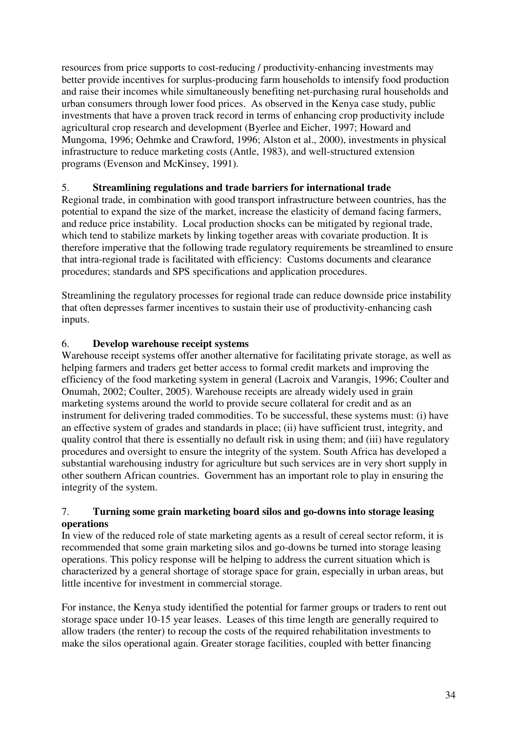resources from price supports to cost-reducing / productivity-enhancing investments may better provide incentives for surplus-producing farm households to intensify food production and raise their incomes while simultaneously benefiting net-purchasing rural households and urban consumers through lower food prices. As observed in the Kenya case study, public investments that have a proven track record in terms of enhancing crop productivity include agricultural crop research and development (Byerlee and Eicher, 1997; Howard and Mungoma, 1996; Oehmke and Crawford, 1996; Alston et al., 2000), investments in physical infrastructure to reduce marketing costs (Antle, 1983), and well-structured extension programs (Evenson and McKinsey, 1991).

### 5. Streamlining regulations and trade barriers for international trade

Regional trade, in combination with good transport infrastructure between countries, has the potential to expand the size of the market, increase the elasticity of demand facing farmers, and reduce price instability. Local production shocks can be mitigated by regional trade, which tend to stabilize markets by linking together areas with covariate production. It is therefore imperative that the following trade regulatory requirements be streamlined to ensure that intra-regional trade is facilitated with efficiency: Customs documents and clearance procedures; standards and SPS specifications and application procedures.

Streamlining the regulatory processes for regional trade can reduce downside price instability that often depresses farmer incentives to sustain their use of productivity-enhancing cash inputs.

### 6. Develop warehouse receipt systems

Warehouse receipt systems offer another alternative for facilitating private storage, as well as helping farmers and traders get better access to formal credit markets and improving the efficiency of the food marketing system in general (Lacroix and Varangis, 1996; Coulter and Onumah, 2002; Coulter, 2005). Warehouse receipts are already widely used in grain marketing systems around the world to provide secure collateral for credit and as an instrument for delivering traded commodities. To be successful, these systems must: (i) have an effective system of grades and standards in place; (ii) have sufficient trust, integrity, and quality control that there is essentially no default risk in using them; and (iii) have regulatory procedures and oversight to ensure the integrity of the system. South Africa has developed a substantial warehousing industry for agriculture but such services are in very short supply in other southern African countries. Government has an important role to play in ensuring the integrity of the system.

### 7. Turning some grain marketing board silos and go-downs into storage leasing operations

In view of the reduced role of state marketing agents as a result of cereal sector reform, it is recommended that some grain marketing silos and go-downs be turned into storage leasing operations. This policy response will be helping to address the current situation which is characterized by a general shortage of storage space for grain, especially in urban areas, but little incentive for investment in commercial storage.

For instance, the Kenya study identified the potential for farmer groups or traders to rent out storage space under 10-15 year leases. Leases of this time length are generally required to allow traders (the renter) to recoup the costs of the required rehabilitation investments to make the silos operational again. Greater storage facilities, coupled with better financing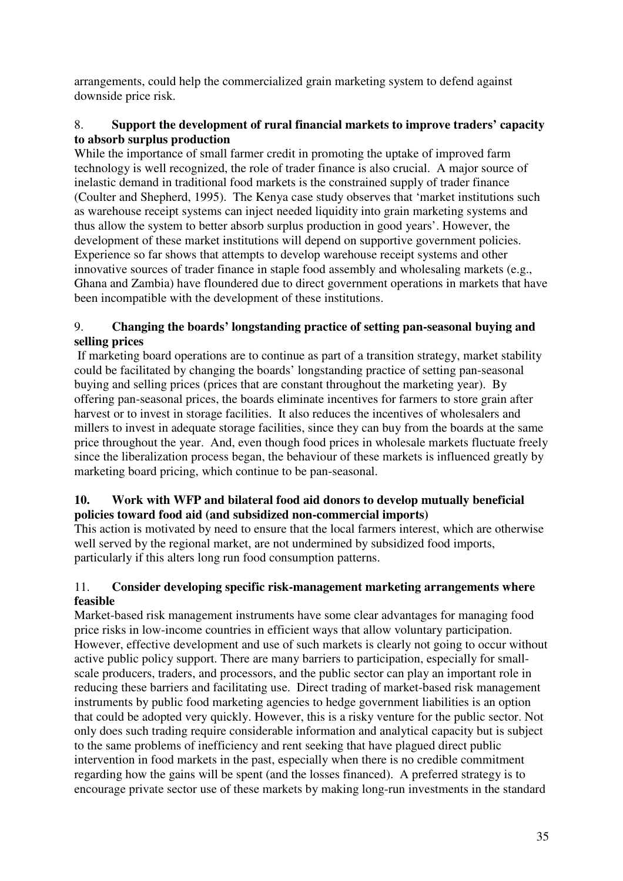arrangements, could help the commercialized grain marketing system to defend against downside price risk.

8. **Support the development of rural financial markets to improve traders' capacity to absorb surplus production**

While the importance of small farmer credit in promoting the uptake of improved farm technology is well recognized, the role of trader finance is also crucial. A major source of inelastic demand in traditional food markets is the constrained supply of trader finance (Coulter and Shepherd, 1995). The Kenya case study observes that 'market institutions such as warehouse receipt systems can inject needed liquidity into grain marketing systems and thus allow the system to better absorb surplus production in good years'. However, the development of these market institutions will depend on supportive government policies. Experience so far shows that attempts to develop warehouse receipt systems and other innovative sources of trader finance in staple food assembly and wholesaling markets (e.g., Ghana and Zambia) have floundered due to direct government operations in markets that have been incompatible with the development of these institutions.

9. **Changing the boards' longstanding practice of setting pan-seasonal buying and selling prices**

If marketing board operations are to continue as part of a transition strategy, market stability could be facilitated by changing the boards' longstanding practice of setting pan-seasonal buying and selling prices (prices that are constant throughout the marketing year). By offering pan-seasonal prices, the boards eliminate incentives for farmers to store grain after harvest or to invest in storage facilities. It also reduces the incentives of wholesalers and millers to invest in adequate storage facilities, since they can buy from the boards at the same price throughout the year. And, even though food prices in wholesale markets fluctuate freely since the liberalization process began, the behaviour of these markets is influenced greatly by marketing board pricing, which continue to be pan-seasonal.

**10. Work with WFP and bilateral food aid donors to develop mutually beneficial policies toward food aid (and subsidized non-commercial imports)**

This action is motivated by need to ensure that the local farmers interest, which are otherwise well served by the regional market, are not undermined by subsidized food imports, particularly if this alters long run food consumption patterns.

11. **Consider developing specific risk-management marketing arrangements where feasible**

Market-based risk management instruments have some clear advantages for managing food price risks in low-income countries in efficient ways that allow voluntary participation. However, effective development and use of such markets is clearly not going to occur without active public policy support. There are many barriers to participation, especially for small-scale producers, traders, and processors, and the public sector can play an important role in reducing these barriers and facilitating use. Direct trading of market-based risk management instruments by public food marketing agencies to hedge government liabilities is an option that could be adopted very quickly. However, this is a risky venture for the public sector. Not only does such trading require considerable information and analytical capacity but is subject to the same problems of inefficiency and rent seeking that have plagued direct public intervention in food markets in the past, especially when there is no credible commitment regarding how the gains will be spent (and the losses financed). A preferred strategy is to encourage private sector use of these markets by making long-run investments in the standard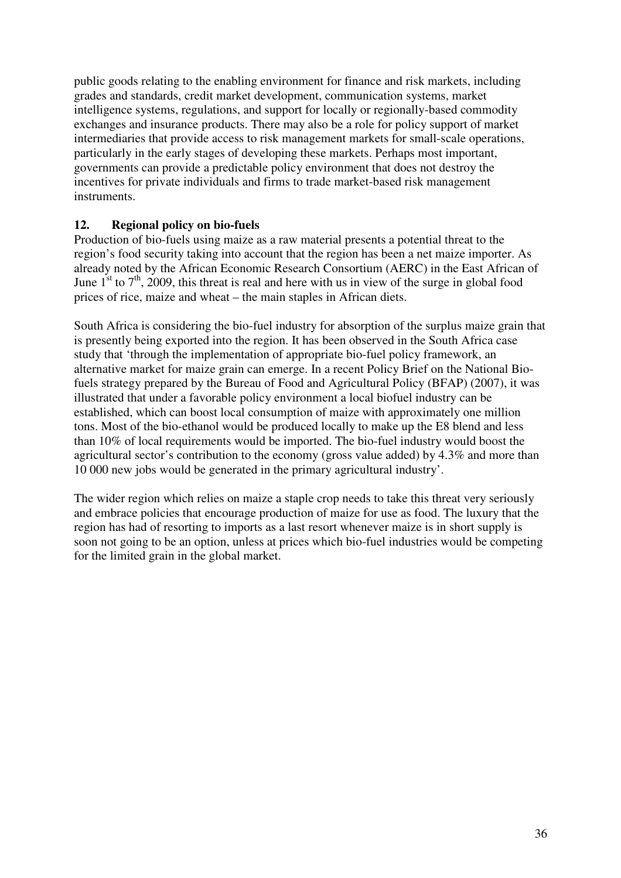public goods relating to the enabling environment for finance and risk markets, including grades and standards, credit market development, communication systems, market intelligence systems, regulations, and support for locally or regionally-based commodity exchanges and insurance products. There may also be a role for policy support of market intermediaries that provide access to risk management markets for small-scale operations, particularly in the early stages of developing these markets. Perhaps most important, governments can provide a predictable policy environment that does not destroy the incentives for private individuals and firms to trade market-based risk management instruments.

## 12. Regional policy on bio-fuels

Production of bio-fuels using maize as a raw material presents a potential threat to the region's food security taking into account that the region has been a net maize importer. As already noted by the African Economic Research Consortium (AERC) in the East African of June 1st to 7th, 2009, this threat is real and here with us in view of the surge in global food prices of rice, maize and wheat – the main staples in African diets.

South Africa is considering the bio-fuel industry for absorption of the surplus maize grain that is presently being exported into the region. It has been observed in the South Africa case study that 'through the implementation of appropriate bio-fuel policy framework, an alternative market for maize grain can emerge. In a recent Policy Brief on the National Bio-fuels strategy prepared by the Bureau of Food and Agricultural Policy (BFAP) (2007), it was illustrated that under a favorable policy environment a local biofuel industry can be established, which can boost local consumption of maize with approximately one million tons. Most of the bio-ethanol would be produced locally to make up the E8 blend and less than 10% of local requirements would be imported. The bio-fuel industry would boost the agricultural sector's contribution to the economy (gross value added) by 4.3% and more than 10 000 new jobs would be generated in the primary agricultural industry'.

The wider region which relies on maize a staple crop needs to take this threat very seriously and embrace policies that encourage production of maize for use as food. The luxury that the region has had of resorting to imports as a last resort whenever maize is in short supply is soon not going to be an option, unless at prices which bio-fuel industries would be competing for the limited grain in the global market.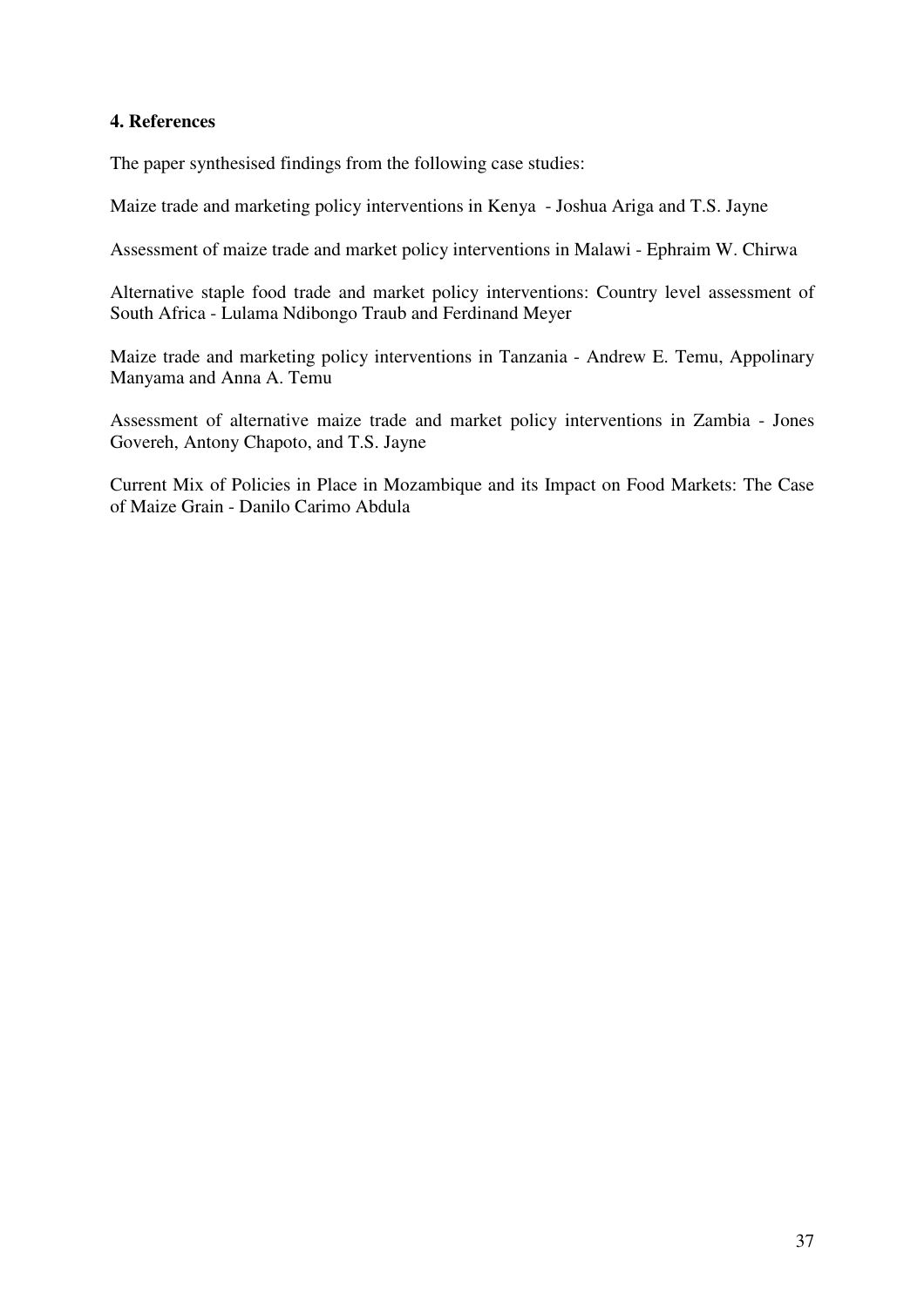## 4. References

The paper synthesised findings from the following case studies:

Maize trade and marketing policy interventions in Kenya - Joshua Ariga and T.S. Jayne

Assessment of maize trade and market policy interventions in Malawi - Ephraim W. Chirwa

Alternative staple food trade and market policy interventions: Country level assessment of South Africa - Lulama Ndibongo Traub and Ferdinand Meyer

Maize trade and marketing policy interventions in Tanzania - Andrew E. Temu, Appolinary Manyama and Anna A. Temu

Assessment of alternative maize trade and market policy interventions in Zambia - Jones Govereh, Antony Chapoto, and T.S. Jayne

Current Mix of Policies in Place in Mozambique and its Impact on Food Markets: The Case of Maize Grain - Danilo Carimo Abdula